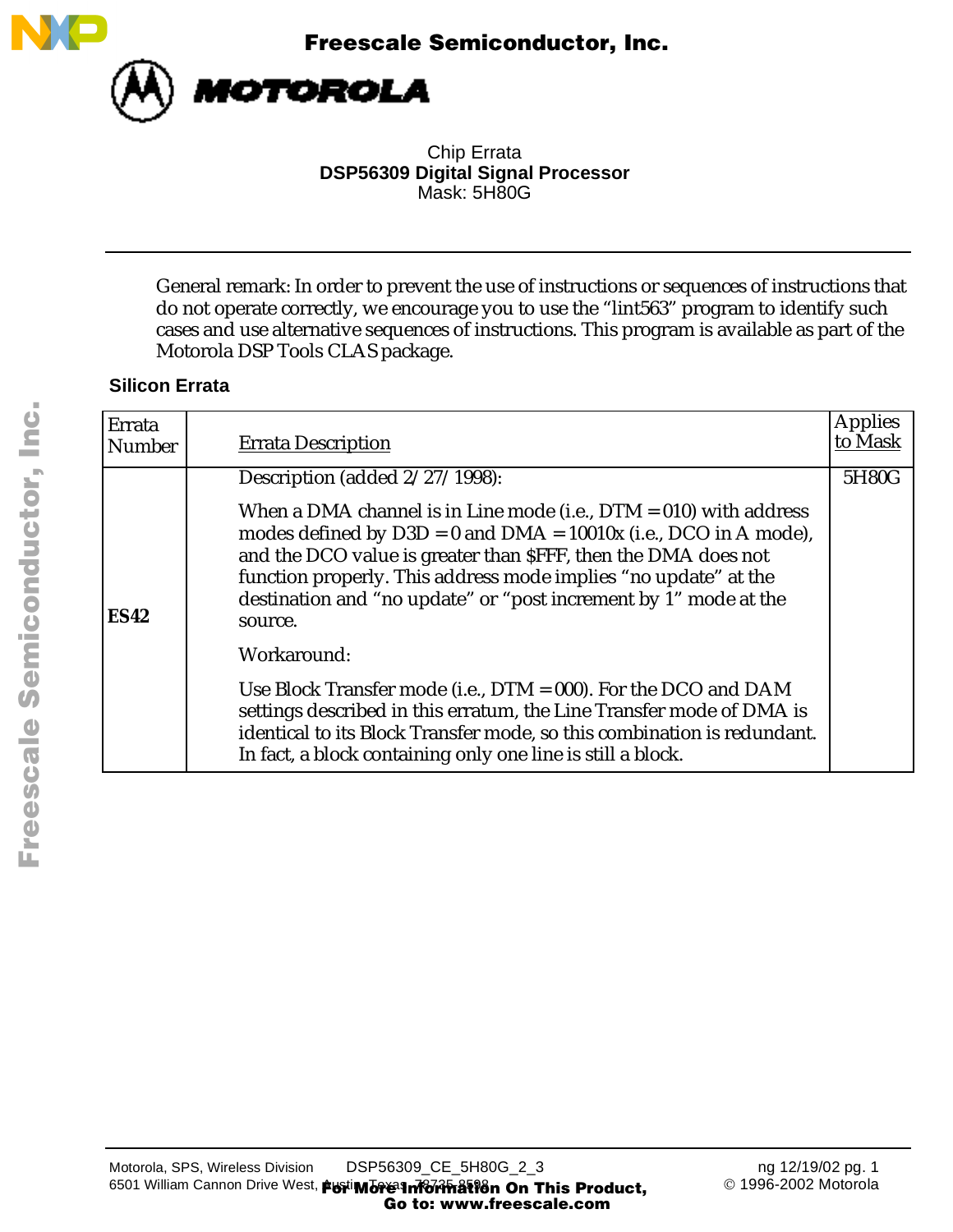Freescale Semiconductor, Inc.

MOTOROLA

Chip Errata
**DSP56309 Digital Signal Processor**
Mask: 5H80G

---

General remark: In order to prevent the use of instructions or sequences of instructions that do not operate correctly, we encourage you to use the "lint563" program to identify such cases and use alternative sequences of instructions. This program is available as part of the Motorola DSP Tools CLAS package.

### Silicon Errata

| Errata Number | Errata Description | Applies to Mask |
|---|---|---|
| **ES42** | Description (added 2/27/1998):<br><br>When a DMA channel is in Line mode (i.e., DTM = 010) with address modes defined by D3D = 0 and DMA = 10010x (i.e., DCO in A mode), and the DCO value is greater than $FFF, then the DMA does not function properly. This address mode implies "no update" at the destination and "no update" or "post increment by 1" mode at the source.<br><br>Workaround:<br><br>Use Block Transfer mode (i.e., DTM = 000). For the DCO and DAM settings described in this erratum, the Line Transfer mode of DMA is identical to its Block Transfer mode, so this combination is redundant. In fact, a block containing only one line is still a block. | 5H80G |

Motorola, SPS, Wireless Division DSP56309_CE_5H80G_2_3 ng 12/19/02
6501 William Cannon Drive West, Austin, Texas 78735-8598 © 1996-2002 Motorola

For More Information On This Product, Go to: www.freescale.com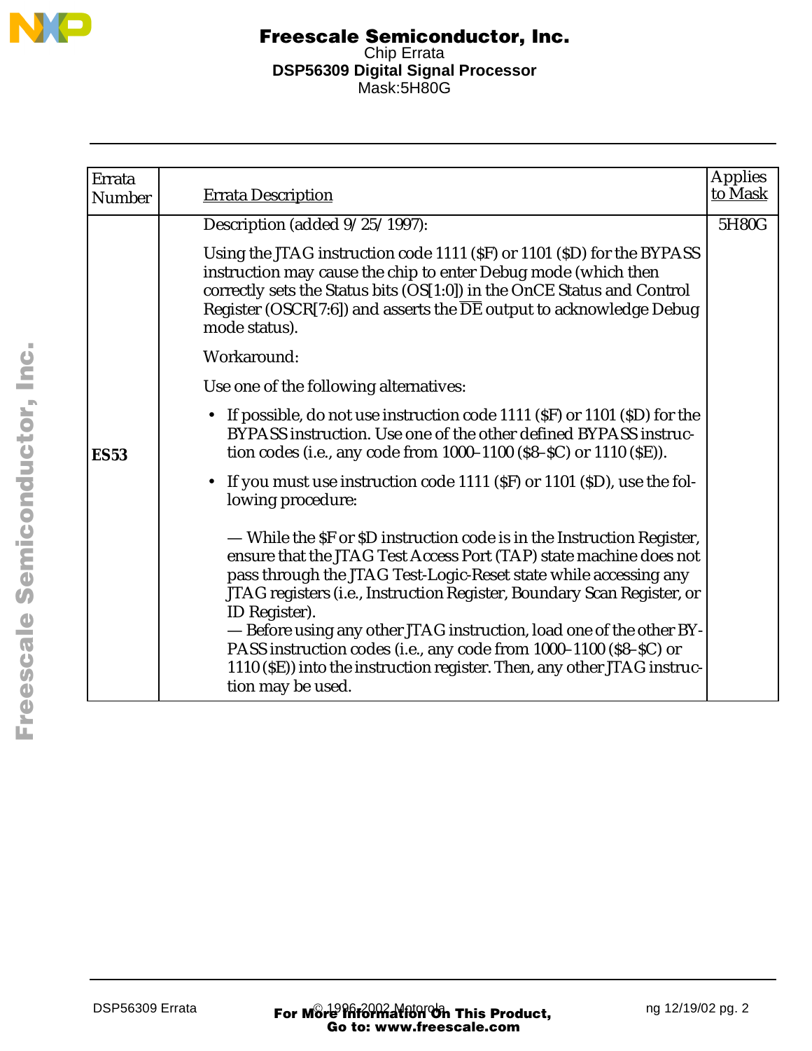| Errata Number | Errata Description | Applies to Mask |
|---|---|---|
| **ES53** | Description (added 9/25/1997):<br><br>Using the JTAG instruction code 1111 ($F) or 1101 ($D) for the BYPASS instruction may cause the chip to enter Debug mode (which then correctly sets the Status bits (OS[1:0]) in the OnCE Status and Control Register (OSCR[7:6]) and asserts the $\overline{DE}$ output to acknowledge Debug mode status).<br><br>Workaround:<br><br>Use one of the following alternatives:<br><br>• If possible, do not use instruction code 1111 ($F) or 1101 ($D) for the BYPASS instruction. Use one of the other defined BYPASS instruction codes (i.e., any code from 1000–1100 ($8–$C) or 1110 ($E)).<br><br>• If you must use instruction code 1111 ($F) or 1101 ($D), use the following procedure:<br><br>— While the $F or $D instruction code is in the Instruction Register, ensure that the JTAG Test Access Port (TAP) state machine does not pass through the JTAG Test-Logic-Reset state while accessing any JTAG registers (i.e., Instruction Register, Boundary Scan Register, or ID Register).<br>— Before using any other JTAG instruction, load one of the other BYPASS instruction codes (i.e., any code from 1000–1100 ($8–$C) or 1110 ($E)) into the instruction register. Then, any other JTAG instruction may be used. | 5H80G |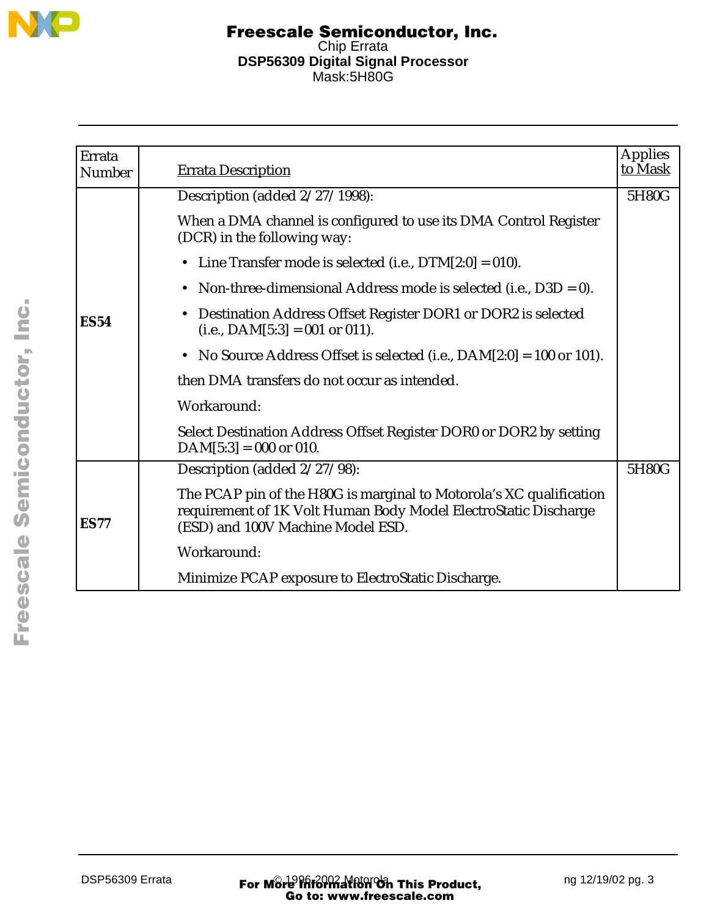| Errata Number | Errata Description | Applies to Mask |
|---|---|---|
| **ES54** | Description (added 2/27/1998):<br><br>When a DMA channel is configured to use its DMA Control Register (DCR) in the following way:<br><br>• Line Transfer mode is selected (i.e., DTM[2:0] = 010).<br>• Non-three-dimensional Address mode is selected (i.e., D3D = 0).<br>• Destination Address Offset Register DOR1 or DOR2 is selected (i.e., DAM[5:3] = 001 or 011).<br>• No Source Address Offset is selected (i.e., DAM[2:0] = 100 or 101).<br><br>then DMA transfers do not occur as intended.<br><br>Workaround:<br><br>Select Destination Address Offset Register DOR0 or DOR2 by setting DAM[5:3] = 000 or 010. | 5H80G |
| **ES77** | Description (added 2/27/98):<br><br>The PCAP pin of the H80G is marginal to Motorola's XC qualification requirement of 1K Volt Human Body Model ElectroStatic Discharge (ESD) and 100V Machine Model ESD.<br><br>Workaround:<br><br>Minimize PCAP exposure to ElectroStatic Discharge. | 5H80G |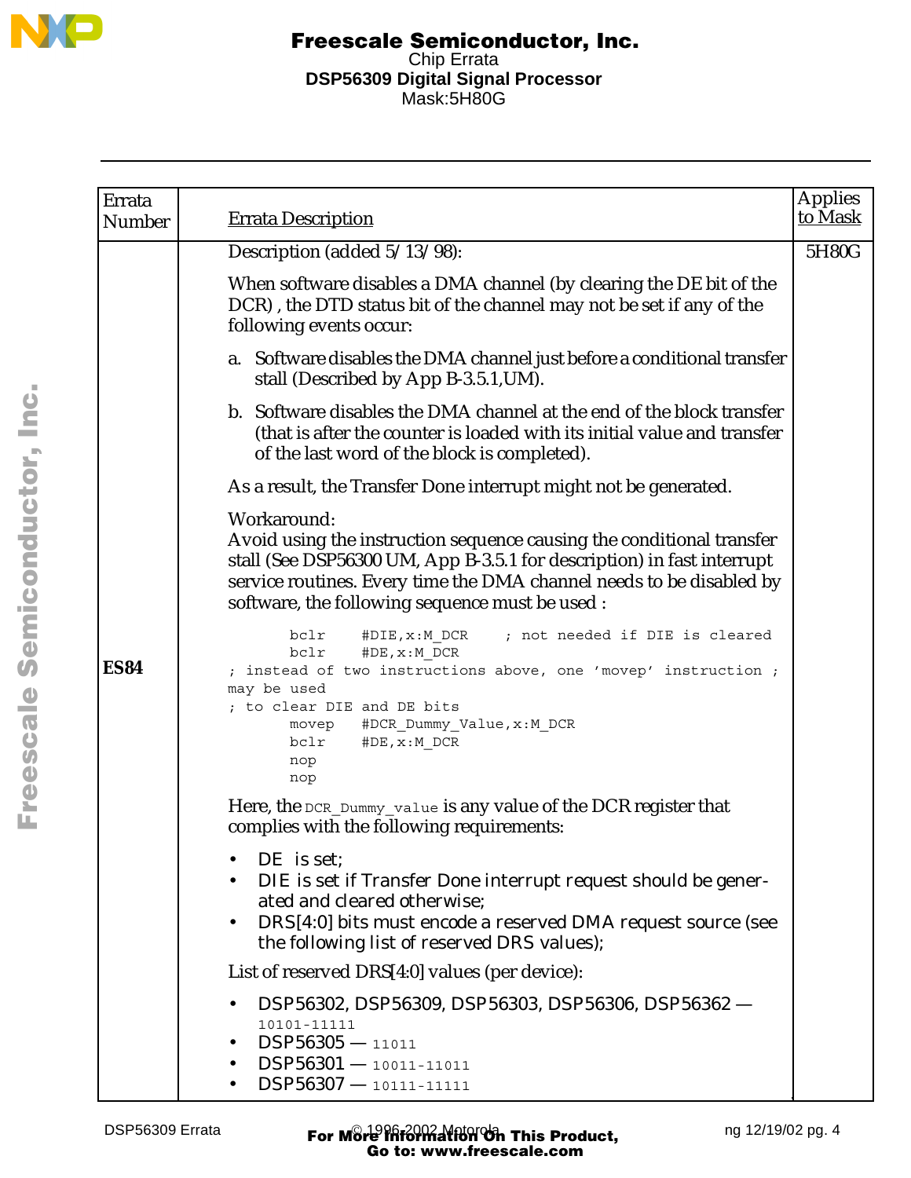| Errata Number | Errata Description | Applies to Mask |
|---|---|---|
| **ES84** | Description (added 5/13/98):<br><br>When software disables a DMA channel (by clearing the DE bit of the DCR) , the DTD status bit of the channel may not be set if any of the following events occur:<br><br>a. Software disables the DMA channel just before a conditional transfer stall (Described by App B-3.5.1,UM).<br><br>b. Software disables the DMA channel at the end of the block transfer (that is after the counter is loaded with its initial value and transfer of the last word of the block is completed).<br><br>As a result, the Transfer Done interrupt might not be generated.<br><br>Workaround:<br>Avoid using the instruction sequence causing the conditional transfer stall (See DSP56300 UM, App B-3.5.1 for description) in fast interrupt service routines. Every time the DMA channel needs to be disabled by software, the following sequence must be used :<br><br>`bclr #DIE,x:M_DCR ; not needed if DIE is cleared`<br>`bclr #DE,x:M_DCR`<br>`; instead of two instructions above, one 'movep' instruction ; may be used`<br>`; to clear DIE and DE bits`<br>`movep #DCR_Dummy_Value,x:M_DCR`<br>`bclr #DE,x:M_DCR`<br>`nop`<br>`nop`<br><br>Here, the `DCR_Dummy_value` is any value of the DCR register that complies with the following requirements:<br><br>• DE is set;<br>• DIE is set if Transfer Done interrupt request should be generated and cleared otherwise;<br>• DRS[4:0] bits must encode a reserved DMA request source (see the following list of reserved DRS values);<br><br>List of reserved DRS[4:0] values (per device):<br><br>• DSP56302, DSP56309, DSP56303, DSP56306, DSP56362 — `10101-11111`<br>• DSP56305 — `11011`<br>• DSP56301 — `10011-11011`<br>• DSP56307 — `10111-11111` | 5H80G |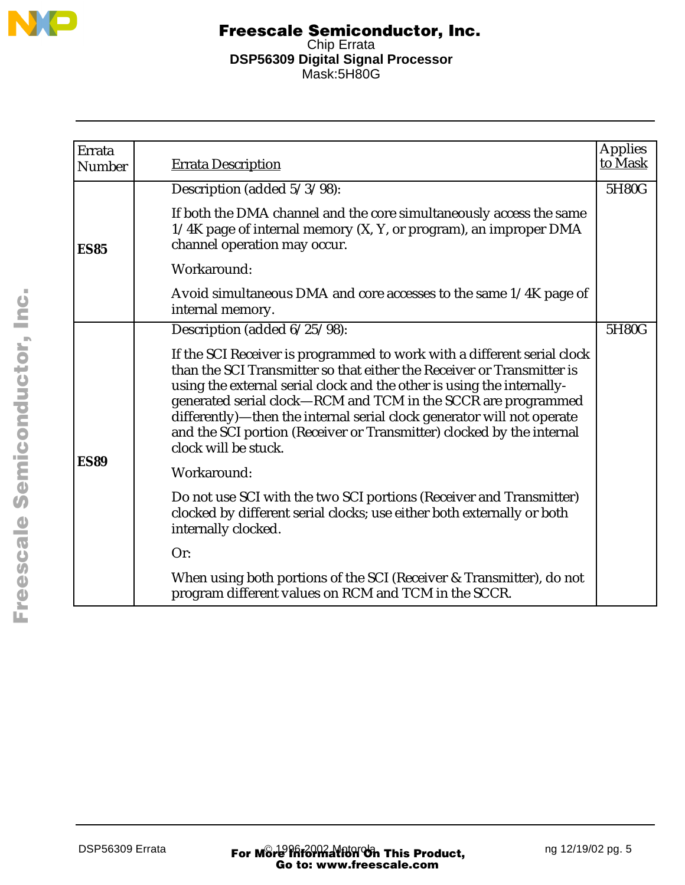| Errata Number | Errata Description | Applies to Mask |
|---|---|---|
| **ES85** | Description (added 5/3/98):<br><br>If both the DMA channel and the core simultaneously access the same 1/4K page of internal memory (X, Y, or program), an improper DMA channel operation may occur.<br><br>Workaround:<br><br>Avoid simultaneous DMA and core accesses to the same 1/4K page of internal memory. | 5H80G |
| **ES89** | Description (added 6/25/98):<br><br>If the SCI Receiver is programmed to work with a different serial clock than the SCI Transmitter so that either the Receiver or Transmitter is using the external serial clock and the other is using the internally-generated serial clock—RCM and TCM in the SCCR are programmed differently)—then the internal serial clock generator will not operate and the SCI portion (Receiver or Transmitter) clocked by the internal clock will be stuck.<br><br>Workaround:<br><br>Do not use SCI with the two SCI portions (Receiver and Transmitter) clocked by different serial clocks; use either both externally or both internally clocked.<br><br>Or:<br><br>When using both portions of the SCI (Receiver & Transmitter), do not program different values on RCM and TCM in the SCCR. | 5H80G |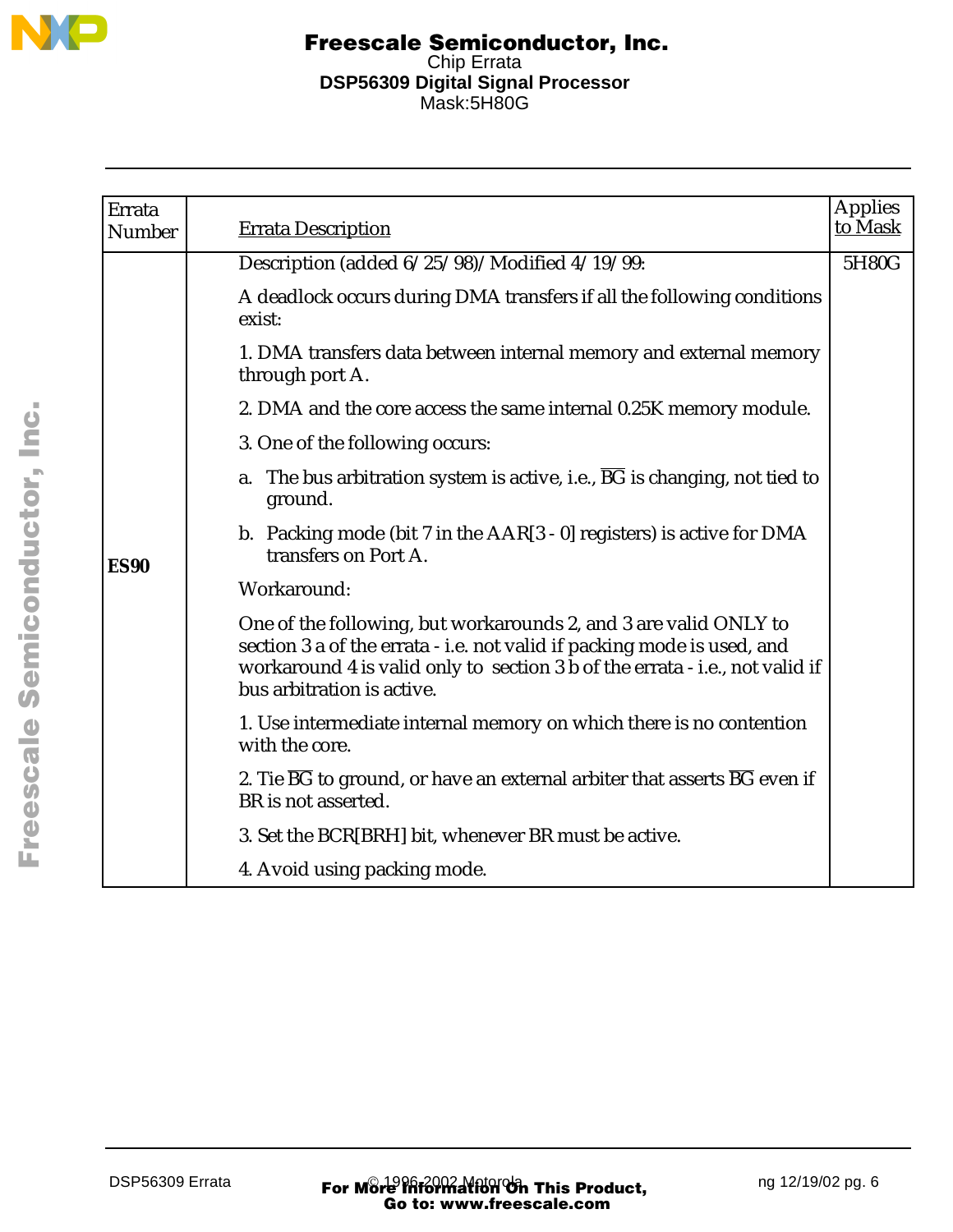| Errata Number | Errata Description | Applies to Mask |
|---|---|---|
| **ES90** | Description (added 6/25/98)/Modified 4/19/99:<br><br>A deadlock occurs during DMA transfers if all the following conditions exist:<br><br>1. DMA transfers data between internal memory and external memory through port A.<br><br>2. DMA and the core access the same internal 0.25K memory module.<br><br>3. One of the following occurs:<br><br>a. The bus arbitration system is active, i.e., $\overline{BG}$ is changing, not tied to ground.<br><br>b. Packing mode (bit 7 in the AAR[3 - 0] registers) is active for DMA transfers on Port A.<br><br>Workaround:<br><br>One of the following, but workarounds 2, and 3 are valid ONLY to section 3 a of the errata - i.e. not valid if packing mode is used, and workaround 4 is valid only to section 3 b of the errata - i.e., not valid if bus arbitration is active.<br><br>1. Use intermediate internal memory on which there is no contention with the core.<br><br>2. Tie $\overline{BG}$ to ground, or have an external arbiter that asserts $\overline{BG}$ even if BR is not asserted.<br><br>3. Set the BCR[BRH] bit, whenever BR must be active.<br><br>4. Avoid using packing mode. | 5H80G |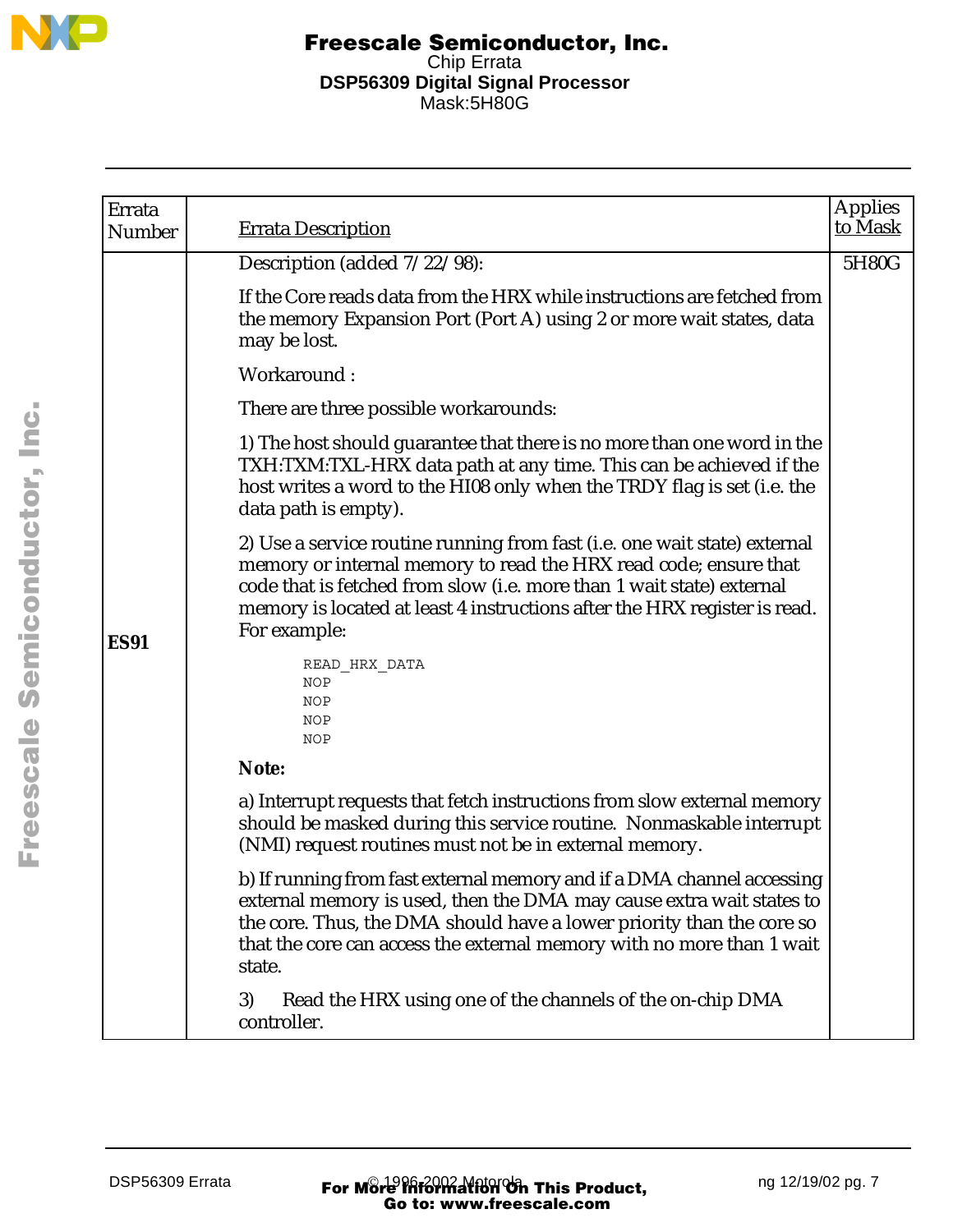| Errata Number | Errata Description | Applies to Mask |
|---|---|---|
| **ES91** | Description (added 7/22/98):<br><br>If the Core reads data from the HRX while instructions are fetched from the memory Expansion Port (Port A) using 2 or more wait states, data may be lost.<br><br>Workaround :<br><br>There are three possible workarounds:<br><br>1) The host should guarantee that there is no more than one word in the TXH:TXM:TXL-HRX data path at any time. This can be achieved if the host writes a word to the HI08 only when the TRDY flag is set (i.e. the data path is empty).<br><br>2) Use a service routine running from fast (i.e. one wait state) external memory or internal memory to read the HRX read code; ensure that code that is fetched from slow (i.e. more than 1 wait state) external memory is located at least 4 instructions after the HRX register is read. For example:<br><br>`READ_HRX_DATA`<br>`NOP`<br>`NOP`<br>`NOP`<br>`NOP`<br><br>**Note:**<br><br>a) Interrupt requests that fetch instructions from slow external memory should be masked during this service routine. Nonmaskable interrupt (NMI) request routines must not be in external memory.<br><br>b) If running from fast external memory and if a DMA channel accessing external memory is used, then the DMA may cause extra wait states to the core. Thus, the DMA should have a lower priority than the core so that the core can access the external memory with no more than 1 wait state.<br><br>3) Read the HRX using one of the channels of the on-chip DMA controller. | 5H80G |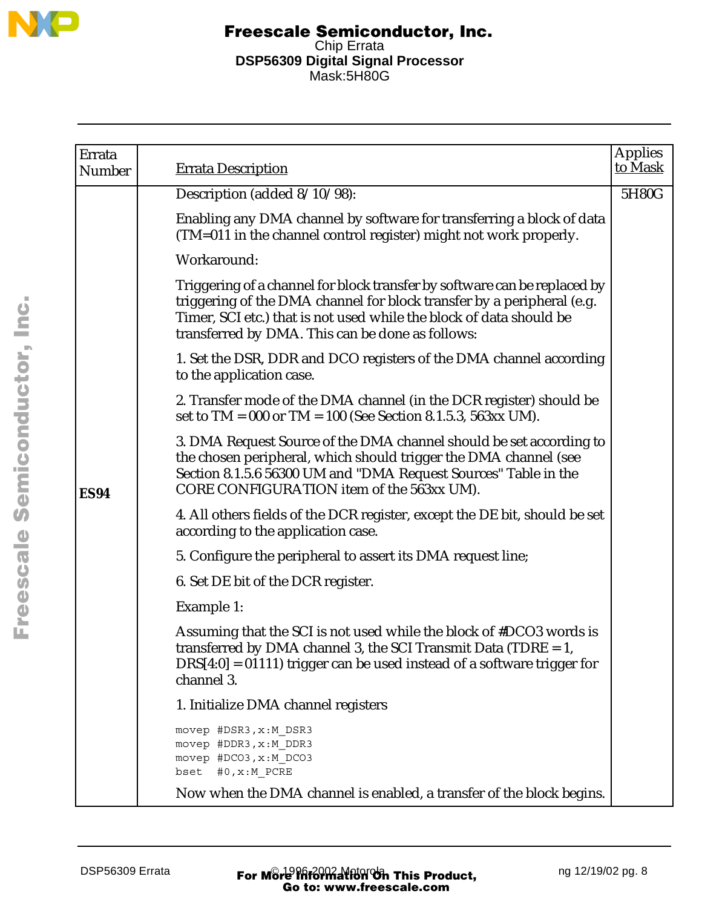| Errata Number | Errata Description | Applies to Mask |
|---|---|---|
| ES94 | Description (added 8/10/98):<br><br>Enabling any DMA channel by software for transferring a block of data (TM=011 in the channel control register) might not work properly.<br><br>Workaround:<br><br>Triggering of a channel for block transfer by software can be replaced by triggering of the DMA channel for block transfer by a peripheral (e.g. Timer, SCI etc.) that is not used while the block of data should be transferred by DMA. This can be done as follows:<br><br>1. Set the DSR, DDR and DCO registers of the DMA channel according to the application case.<br><br>2. Transfer mode of the DMA channel (in the DCR register) should be set to TM = 000 or TM = 100 (See Section 8.1.5.3, 563xx UM).<br><br>3. DMA Request Source of the DMA channel should be set according to the chosen peripheral, which should trigger the DMA channel (see Section 8.1.5.6 56300 UM and "DMA Request Sources" Table in the CORE CONFIGURATION item of the 563xx UM).<br><br>4. All others fields of the DCR register, except the DE bit, should be set according to the application case.<br><br>5. Configure the peripheral to assert its DMA request line;<br><br>6. Set DE bit of the DCR register.<br><br>Example 1:<br><br>Assuming that the SCI is not used while the block of #DCO3 words is transferred by DMA channel 3, the SCI Transmit Data (TDRE = 1, DRS[4:0] = 01111) trigger can be used instead of a software trigger for channel 3.<br><br>1. Initialize DMA channel registers<br><br>`movep #DSR3,x:M_DSR3`<br>`movep #DDR3,x:M_DDR3`<br>`movep #DCO3,x:M_DCO3`<br>`bset  #0,x:M_PCRE`<br><br>Now when the DMA channel is enabled, a transfer of the block begins. | 5H80G |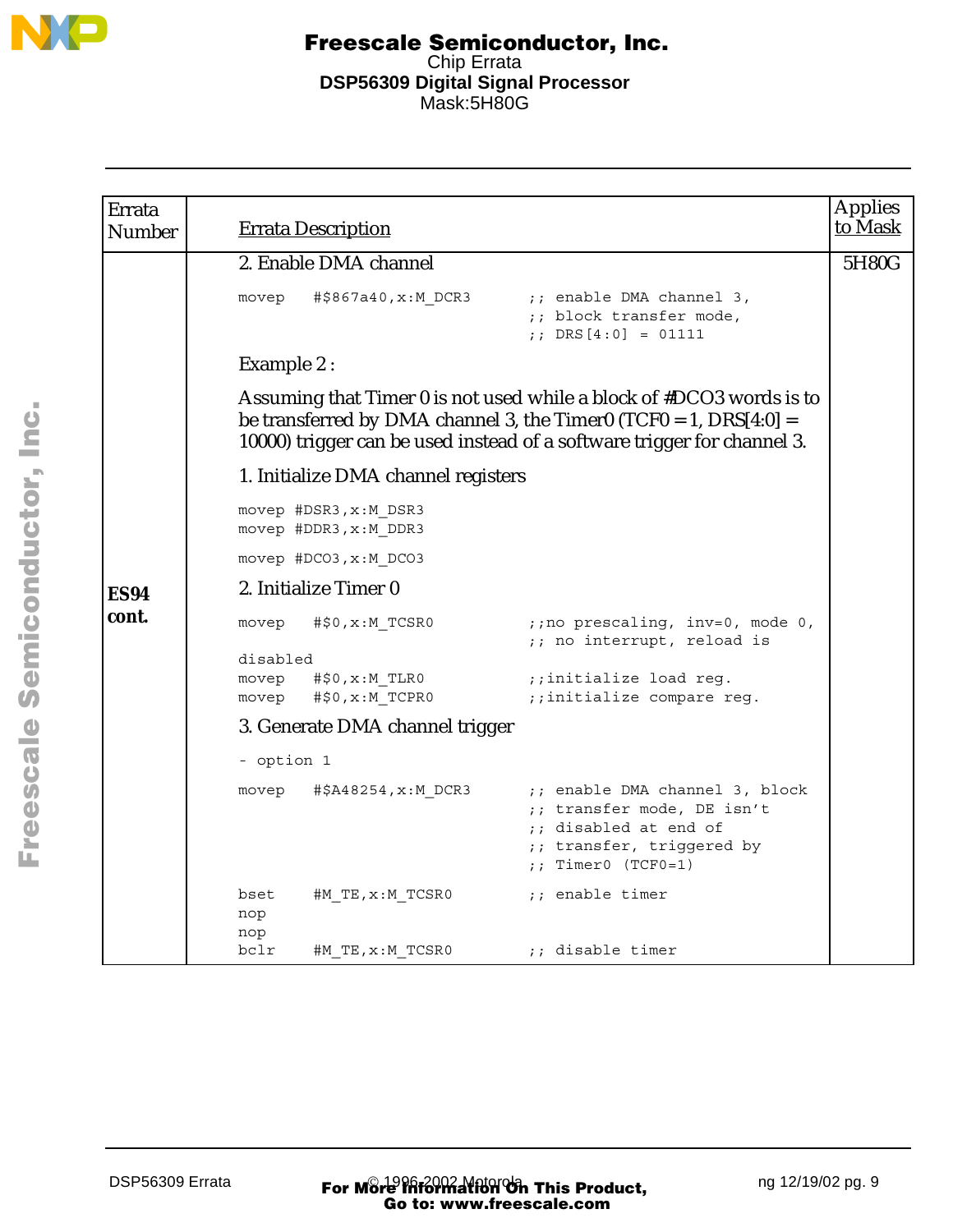| Errata Number | Errata Description | Applies to Mask |
|---|---|---|
| **ES94 cont.** | 2. Enable DMA channel<br>`movep #$867a40,x:M_DCR3 ;; enable DMA channel 3, ;; block transfer mode, ;; DRS[4:0] = 01111`<br>Example 2 :<br>Assuming that Timer 0 is not used while a block of #DCO3 words is to be transferred by DMA channel 3, the Timer0 (TCF0 = 1, DRS[4:0] = 10000) trigger can be used instead of a software trigger for channel 3.<br>1. Initialize DMA channel registers<br>`movep #DSR3,x:M_DSR3`<br>`movep #DDR3,x:M_DDR3`<br>`movep #DCO3,x:M_DCO3`<br>2. Initialize Timer 0<br>`movep #$0,x:M_TCSR0 ;;no prescaling, inv=0, mode 0, ;; no interrupt, reload is disabled`<br>`movep #$0,x:M_TLR0 ;;initialize load reg.`<br>`movep #$0,x:M_TCPR0 ;;initialize compare reg.`<br>3. Generate DMA channel trigger<br>- option 1<br>`movep #$A48254,x:M_DCR3 ;; enable DMA channel 3, block ;; transfer mode, DE isn't ;; disabled at end of ;; transfer, triggered by ;; Timer0 (TCF0=1)`<br>`bset #M_TE,x:M_TCSR0 ;; enable timer`<br>`nop`<br>`nop`<br>`bclr #M_TE,x:M_TCSR0 ;; disable timer` | 5H80G |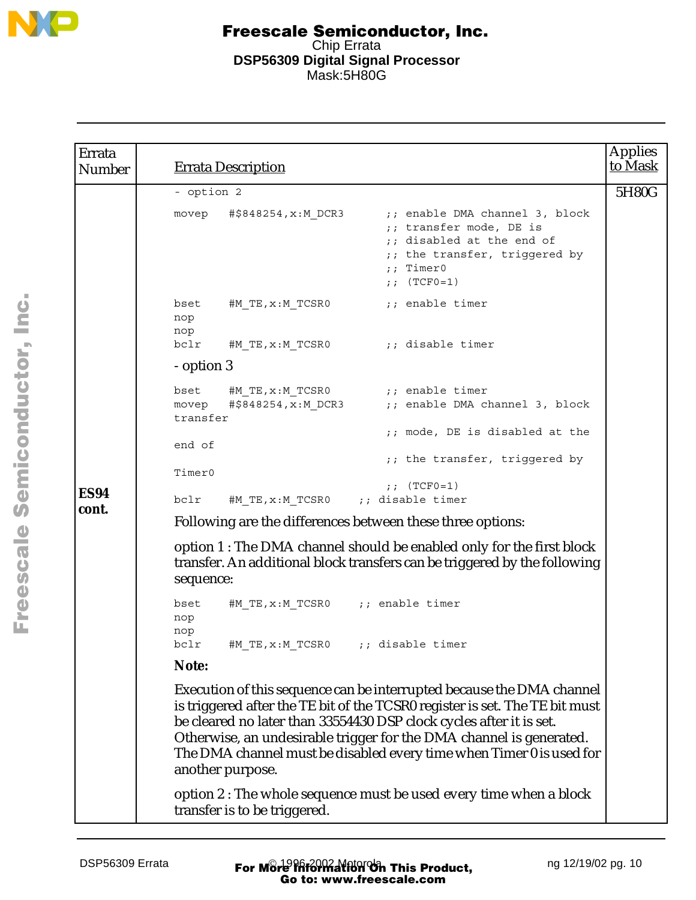| Errata Number | Errata Description | Applies to Mask |
|---|---|---|
| ES94 cont. | - option 2 | 5H80G |

```
movep   #$848254,x:M_DCR3      ;; enable DMA channel 3, block
                               ;; transfer mode, DE is
                               ;; disabled at the end of
                               ;; the transfer, triggered by
                               ;; Timer0
                               ;; (TCF0=1)

bset    #M_TE,x:M_TCSR0        ;; enable timer
nop
nop
bclr    #M_TE,x:M_TCSR0        ;; disable timer
```

- option 3

```
bset    #M_TE,x:M_TCSR0        ;; enable timer
movep   #$848254,x:M_DCR3      ;; enable DMA channel 3, block
transfer
                               ;; mode, DE is disabled at the
end of
                               ;; the transfer, triggered by
Timer0
                               ;; (TCF0=1)
bclr    #M_TE,x:M_TCSR0    ;; disable timer
```

Following are the differences between these three options:

option 1 : The DMA channel should be enabled only for the first block transfer. An additional block transfers can be triggered by the following sequence:

```
bset    #M_TE,x:M_TCSR0    ;; enable timer
nop
nop
bclr    #M_TE,x:M_TCSR0    ;; disable timer
```

**Note:**

Execution of this sequence can be interrupted because the DMA channel is triggered after the TE bit of the TCSR0 register is set. The TE bit must be cleared no later than 33554430 DSP clock cycles after it is set. Otherwise, an undesirable trigger for the DMA channel is generated. The DMA channel must be disabled every time when Timer 0 is used for another purpose.

option 2 : The whole sequence must be used every time when a block transfer is to be triggered.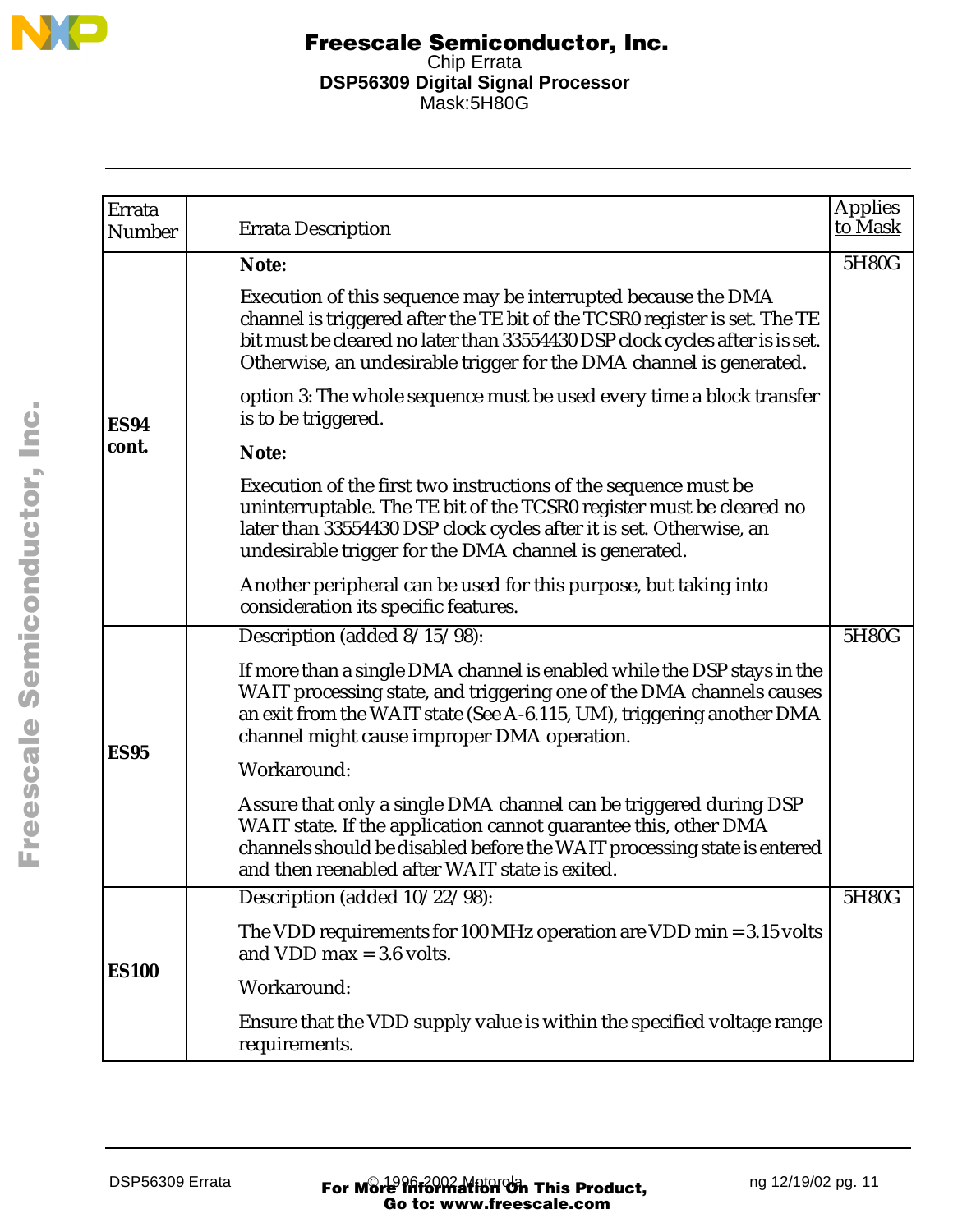| Errata Number | Errata Description | Applies to Mask |
|---|---|---|
| **ES94 cont.** | **Note:**<br><br>Execution of this sequence may be interrupted because the DMA channel is triggered after the TE bit of the TCSR0 register is set. The TE bit must be cleared no later than 33554430 DSP clock cycles after is is set. Otherwise, an undesirable trigger for the DMA channel is generated.<br><br>option 3: The whole sequence must be used every time a block transfer is to be triggered.<br><br>**Note:**<br><br>Execution of the first two instructions of the sequence must be uninterruptable. The TE bit of the TCSR0 register must be cleared no later than 33554430 DSP clock cycles after it is set. Otherwise, an undesirable trigger for the DMA channel is generated.<br><br>Another peripheral can be used for this purpose, but taking into consideration its specific features. | 5H80G |
| **ES95** | Description (added 8/15/98):<br><br>If more than a single DMA channel is enabled while the DSP stays in the WAIT processing state, and triggering one of the DMA channels causes an exit from the WAIT state (See A-6.115, UM), triggering another DMA channel might cause improper DMA operation.<br><br>Workaround:<br><br>Assure that only a single DMA channel can be triggered during DSP WAIT state. If the application cannot guarantee this, other DMA channels should be disabled before the WAIT processing state is entered and then reenabled after WAIT state is exited. | 5H80G |
| **ES100** | Description (added 10/22/98):<br><br>The VDD requirements for 100 MHz operation are VDD min = 3.15 volts and VDD max = 3.6 volts.<br><br>Workaround:<br><br>Ensure that the VDD supply value is within the specified voltage range requirements. | 5H80G |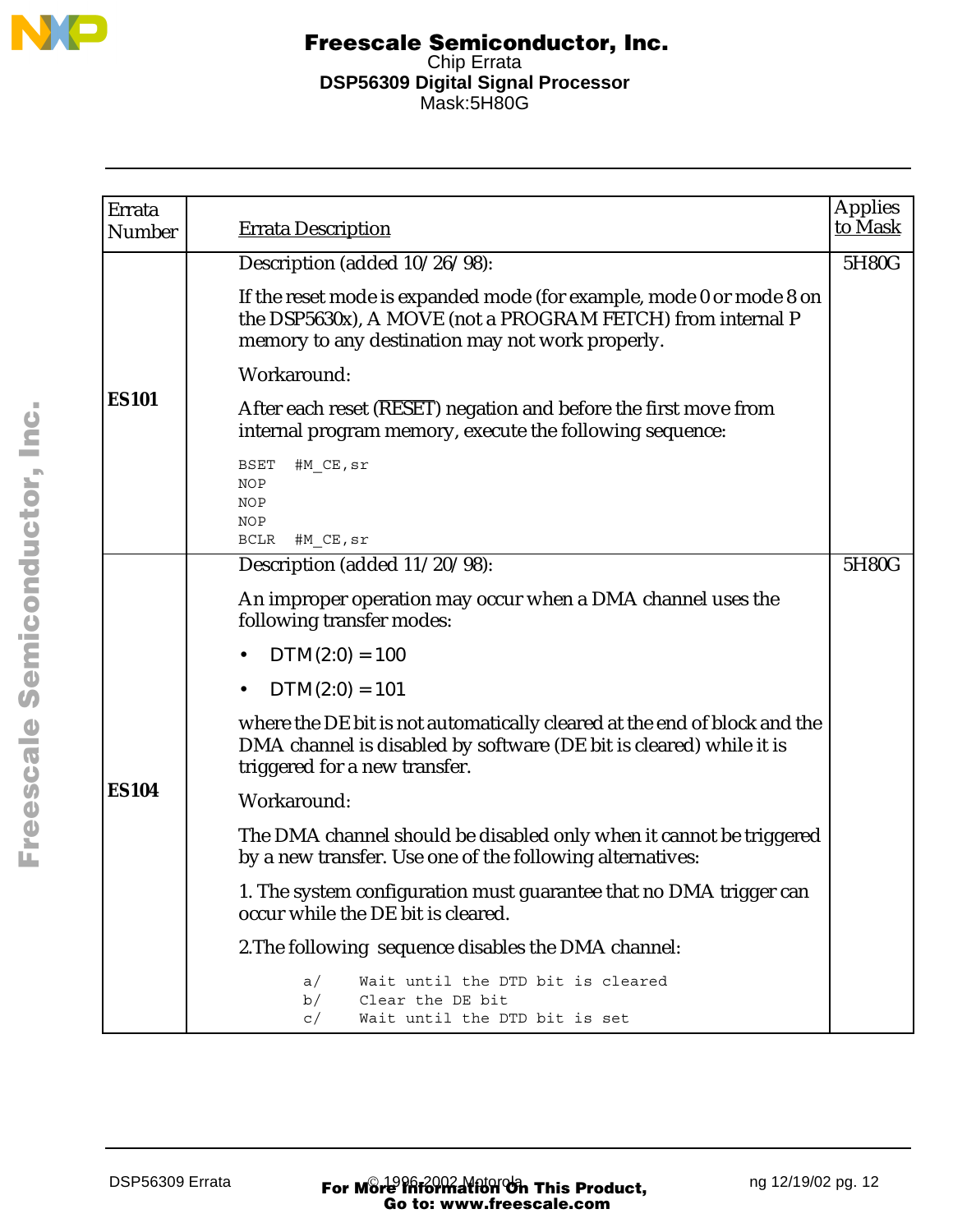| Errata Number | Errata Description | Applies to Mask |
|---|---|---|
| **ES101** | Description (added 10/26/98):<br>If the reset mode is expanded mode (for example, mode 0 or mode 8 on the DSP5630x), A MOVE (not a PROGRAM FETCH) from internal P memory to any destination may not work properly.<br>Workaround:<br>After each reset (RESET) negation and before the first move from internal program memory, execute the following sequence:<br>`BSET #M_CE,sr`<br>`NOP`<br>`NOP`<br>`NOP`<br>`BCLR #M_CE,sr` | 5H80G |
| **ES104** | Description (added 11/20/98):<br>An improper operation may occur when a DMA channel uses the following transfer modes:<br>• DTM(2:0) = 100<br>• DTM(2:0) = 101<br>where the DE bit is not automatically cleared at the end of block and the DMA channel is disabled by software (DE bit is cleared) while it is triggered for a new transfer.<br>Workaround:<br>The DMA channel should be disabled only when it cannot be triggered by a new transfer. Use one of the following alternatives:<br>1. The system configuration must guarantee that no DMA trigger can occur while the DE bit is cleared.<br>2.The following sequence disables the DMA channel:<br>`a/ Wait until the DTD bit is cleared`<br>`b/ Clear the DE bit`<br>`c/ Wait until the DTD bit is set` | 5H80G |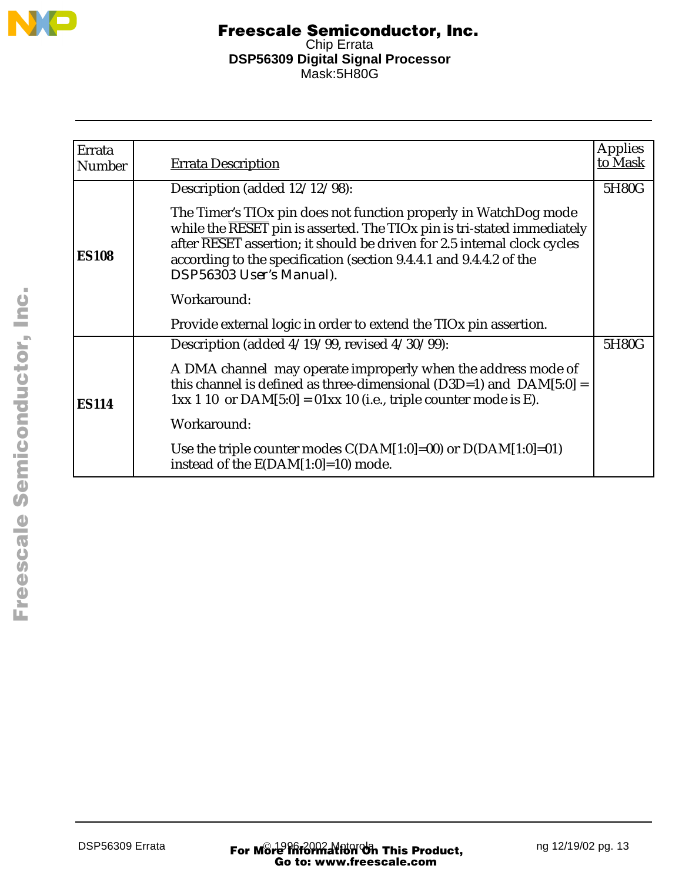| Errata Number | Errata Description | Applies to Mask |
|---|---|---|
| **ES108** | Description (added 12/12/98):<br><br>The Timer's TIOx pin does not function properly in WatchDog mode while the $\overline{\text{RESET}}$ pin is asserted. The TIOx pin is tri-stated immediately after $\overline{\text{RESET}}$ assertion; it should be driven for 2.5 internal clock cycles according to the specification (section 9.4.4.1 and 9.4.4.2 of the DSP56303 User's Manual).<br><br>Workaround:<br><br>Provide external logic in order to extend the TIOx pin assertion. | 5H80G |
| **ES114** | Description (added 4/19/99, revised 4/30/99):<br><br>A DMA channel may operate improperly when the address mode of this channel is defined as three-dimensional (D3D=1) and DAM[5:0] = 1xx 1 10 or DAM[5:0] = 01xx 10 (i.e., triple counter mode is E).<br><br>Workaround:<br><br>Use the triple counter modes C(DAM[1:0]=00) or D(DAM[1:0]=01) instead of the E(DAM[1:0]=10) mode. | 5H80G |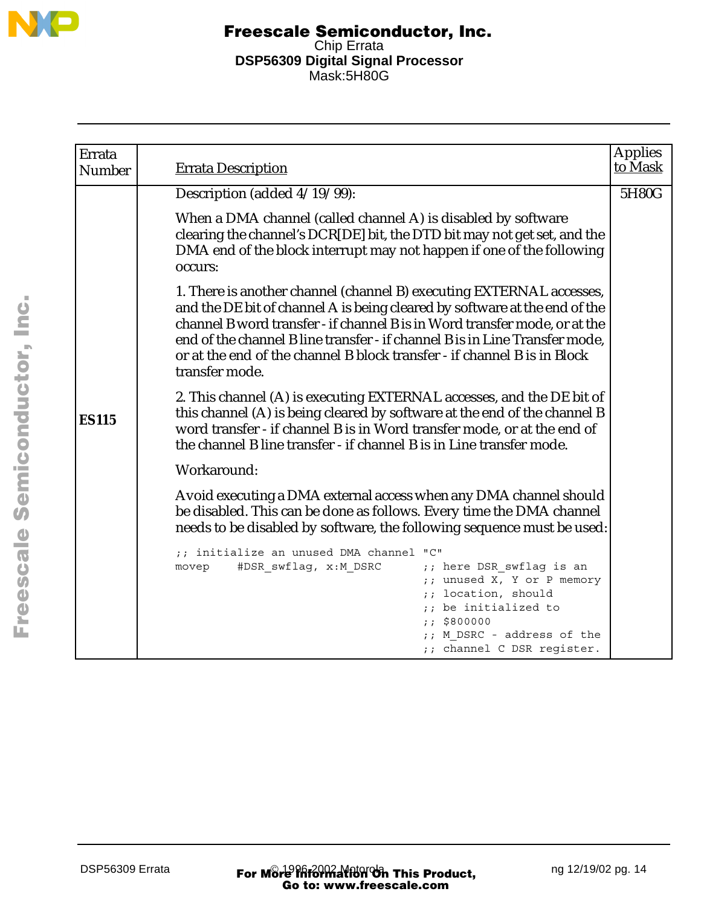| Errata Number | Errata Description | Applies to Mask |
|---|---|---|
| **ES115** | Description (added 4/19/99):<br><br>When a DMA channel (called channel A) is disabled by software clearing the channel's DCR[DE] bit, the DTD bit may not get set, and the DMA end of the block interrupt may not happen if one of the following occurs:<br><br>1. There is another channel (channel B) executing EXTERNAL accesses, and the DE bit of channel A is being cleared by software at the end of the channel B word transfer - if channel B is in Word transfer mode, or at the end of the channel B line transfer - if channel B is in Line Transfer mode, or at the end of the channel B block transfer - if channel B is in Block transfer mode.<br><br>2. This channel (A) is executing EXTERNAL accesses, and the DE bit of this channel (A) is being cleared by software at the end of the channel B word transfer - if channel B is in Word transfer mode, or at the end of the channel B line transfer - if channel B is in Line transfer mode.<br><br>Workaround:<br><br>Avoid executing a DMA external access when any DMA channel should be disabled. This can be done as follows. Every time the DMA channel needs to be disabled by software, the following sequence must be used:<br><br>`;; initialize an unused DMA channel "C"`<br>`movep    #DSR_swflag, x:M_DSRC      ;; here DSR_swflag is an`<br>`                                    ;; unused X, Y or P memory`<br>`                                    ;; location, should`<br>`                                    ;; be initialized to`<br>`                                    ;; $800000`<br>`                                    ;; M_DSRC - address of the`<br>`                                    ;; channel C DSR register.` | 5H80G |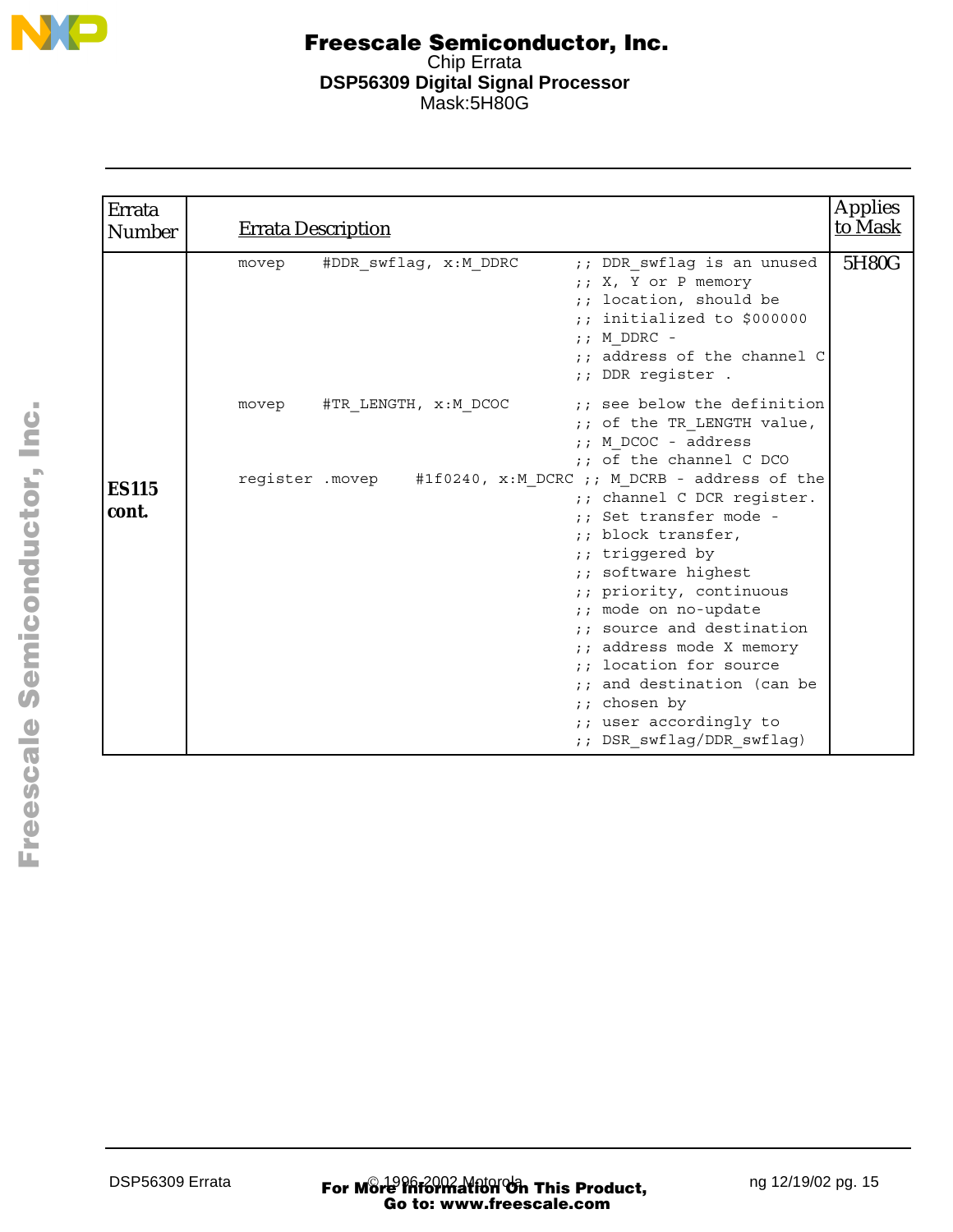| Errata Number | Errata Description | Applies to Mask |
|---|---|---|
| **ES115 cont.** | <pre>movep    #DDR_swflag, x:M_DDRC      ;; DDR_swflag is an unused<br>                                    ;; X, Y or P memory<br>                                    ;; location, should be<br>                                    ;; initialized to $000000<br>                                    ;; M_DDRC -<br>                                    ;; address of the channel C<br>                                    ;; DDR register .<br><br>movep    #TR_LENGTH, x:M_DCOC       ;; see below the definition<br>                                    ;; of the TR_LENGTH value,<br>                                    ;; M_DCOC - address<br>                                    ;; of the channel C DCO<br>register .movep    #1f0240, x:M_DCRC ;; M_DCRB - address of the<br>                                    ;; channel C DCR register.<br>                                    ;; Set transfer mode -<br>                                    ;; block transfer,<br>                                    ;; triggered by<br>                                    ;; software highest<br>                                    ;; priority, continuous<br>                                    ;; mode on no-update<br>                                    ;; source and destination<br>                                    ;; address mode X memory<br>                                    ;; location for source<br>                                    ;; and destination (can be<br>                                    ;; chosen by<br>                                    ;; user accordingly to<br>                                    ;; DSR_swflag/DDR_swflag)</pre> | 5H80G |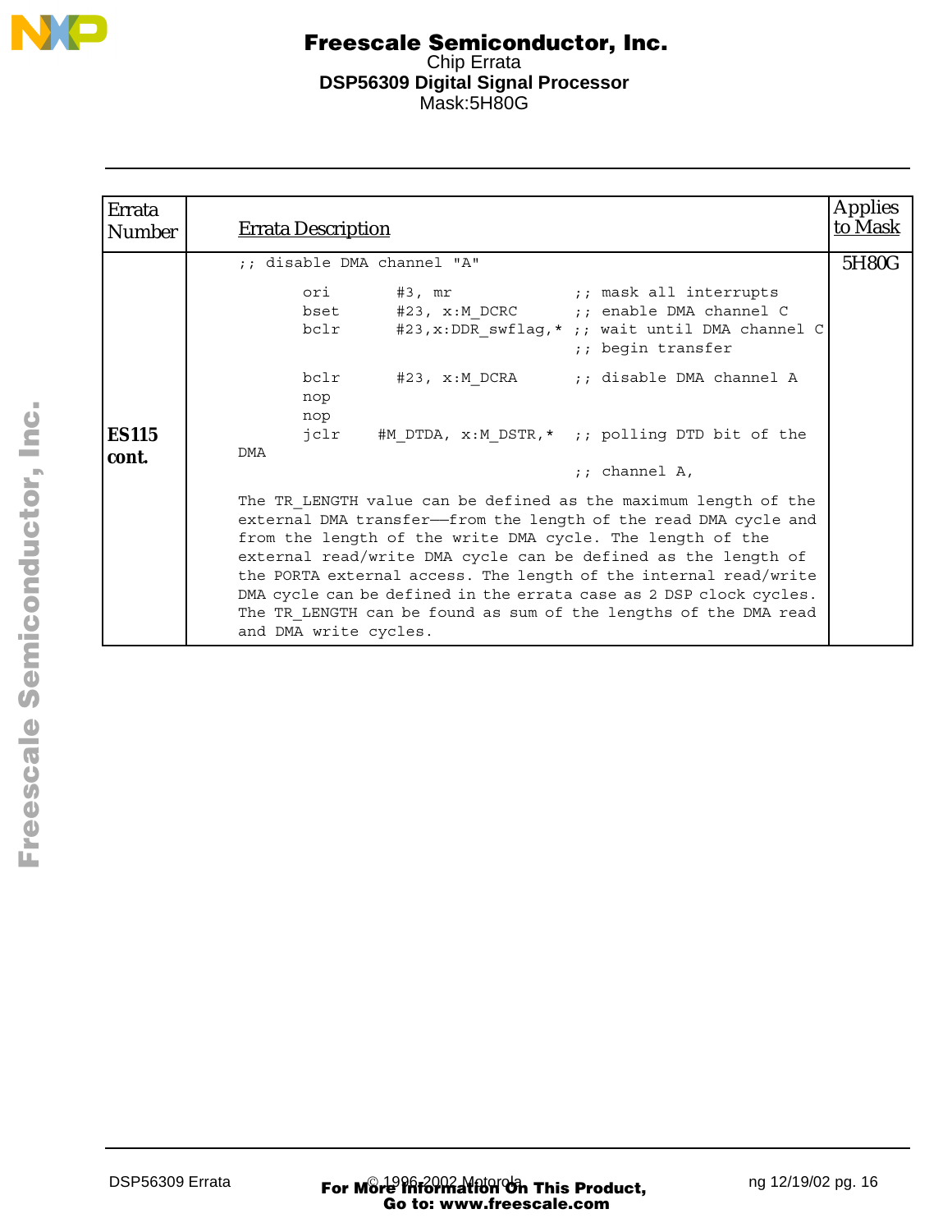| Errata Number | Errata Description | Applies to Mask |
|---|---|---|
| **ES115 cont.** | ;; disable DMA channel "A"<br><br>`ori #3, mr ;; mask all interrupts`<br>`bset #23, x:M_DCRC ;; enable DMA channel C`<br>`bclr #23,x:DDR_swflag,* ;; wait until DMA channel C`<br>`;; begin transfer`<br><br>`bclr #23, x:M_DCRA ;; disable DMA channel A`<br>`nop`<br>`nop`<br>`jclr #M_DTDA, x:M_DSTR,* ;; polling DTD bit of the DMA`<br>`;; channel A,`<br><br>The TR_LENGTH value can be defined as the maximum length of the external DMA transfer—from the length of the read DMA cycle and from the length of the write DMA cycle. The length of the external read/write DMA cycle can be defined as the length of the PORTA external access. The length of the internal read/write DMA cycle can be defined in the errata case as 2 DSP clock cycles. The TR_LENGTH can be found as sum of the lengths of the DMA read and DMA write cycles. | 5H80G |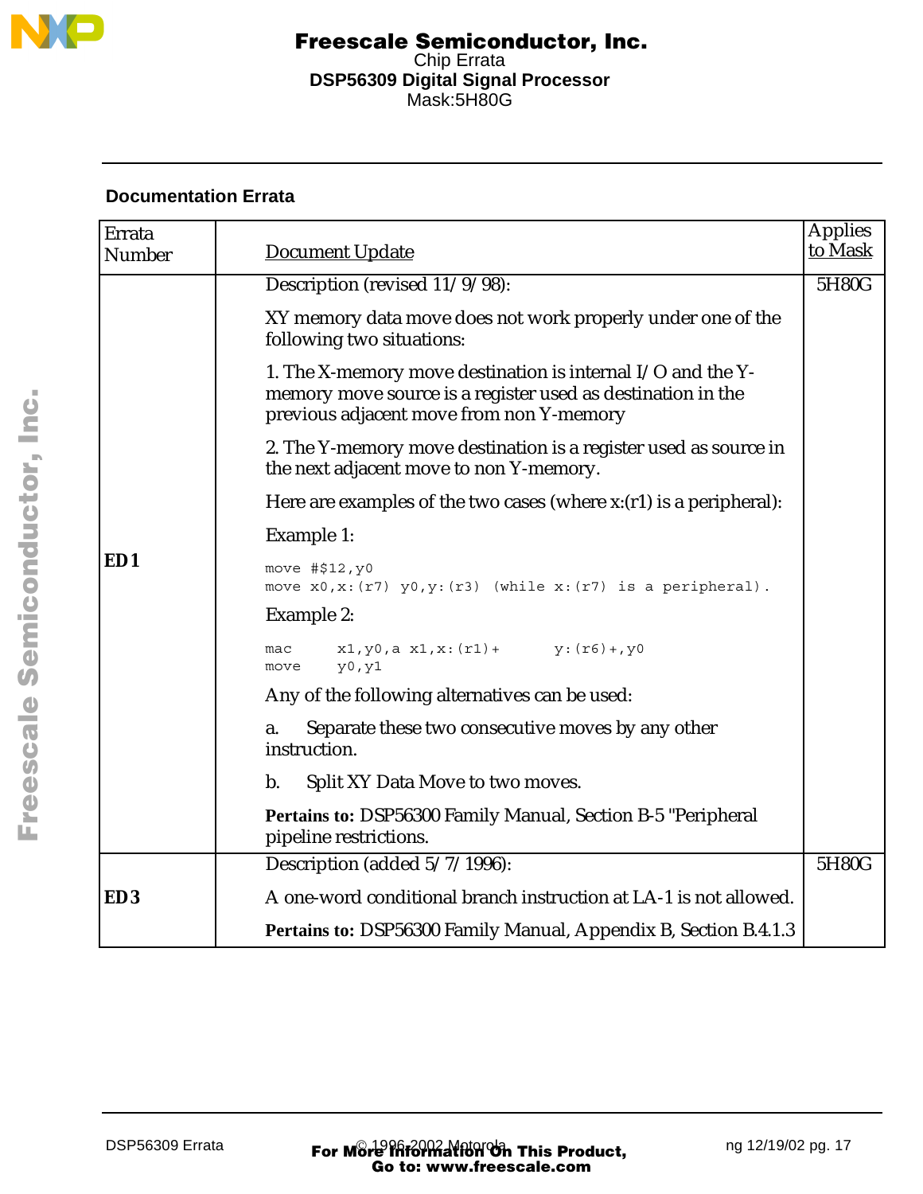## Documentation Errata

| Errata Number | Document Update | Applies to Mask |
|---|---|---|
| **ED1** | Description (revised 11/9/98):<br><br>XY memory data move does not work properly under one of the following two situations:<br><br>1. The X-memory move destination is internal I/O and the Y-memory move source is a register used as destination in the previous adjacent move from non Y-memory<br><br>2. The Y-memory move destination is a register used as source in the next adjacent move to non Y-memory.<br><br>Here are examples of the two cases (where x:(r1) is a peripheral):<br><br>Example 1:<br><br>`move #$12,y0`<br>`move x0,x:(r7) y0,y:(r3) (while x:(r7) is a peripheral).`<br><br>Example 2:<br><br>`mac x1,y0,a x1,x:(r1)+ y:(r6)+,y0`<br>`move y0,y1`<br><br>Any of the following alternatives can be used:<br><br>a. Separate these two consecutive moves by any other instruction.<br><br>b. Split XY Data Move to two moves.<br><br>**Pertains to:** DSP56300 Family Manual, Section B-5 "Peripheral pipeline restrictions. | 5H80G |
| **ED3** | Description (added 5/7/1996):<br><br>A one-word conditional branch instruction at LA-1 is not allowed.<br><br>**Pertains to:** DSP56300 Family Manual, Appendix B, Section B.4.1.3 | 5H80G |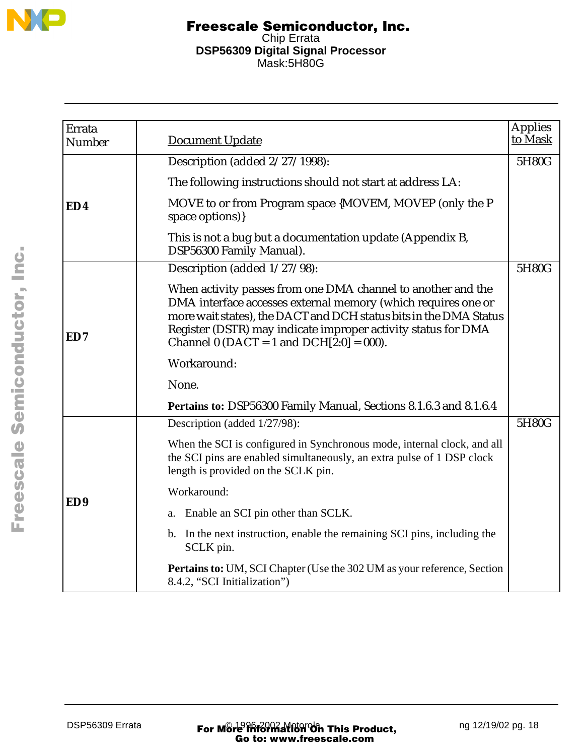| Errata Number | Document Update | Applies to Mask |
|---|---|---|
| **ED4** | Description (added 2/27/1998):<br><br>The following instructions should not start at address LA:<br><br>MOVE to or from Program space {MOVEM, MOVEP (only the P space options)}<br><br>This is not a bug but a documentation update (Appendix B, DSP56300 Family Manual). | 5H80G |
| **ED7** | Description (added 1/27/98):<br><br>When activity passes from one DMA channel to another and the DMA interface accesses external memory (which requires one or more wait states), the DACT and DCH status bits in the DMA Status Register (DSTR) may indicate improper activity status for DMA Channel 0 (DACT = 1 and DCH[2:0] = 000).<br><br>Workaround:<br><br>None.<br><br>**Pertains to:** DSP56300 Family Manual, Sections 8.1.6.3 and 8.1.6.4 | 5H80G |
| **ED9** | Description (added 1/27/98):<br><br>When the SCI is configured in Synchronous mode, internal clock, and all the SCI pins are enabled simultaneously, an extra pulse of 1 DSP clock length is provided on the SCLK pin.<br><br>Workaround:<br><br>a. Enable an SCI pin other than SCLK.<br><br>b. In the next instruction, enable the remaining SCI pins, including the SCLK pin.<br><br>**Pertains to:** UM, SCI Chapter (Use the 302 UM as your reference, Section 8.4.2, "SCI Initialization") | 5H80G |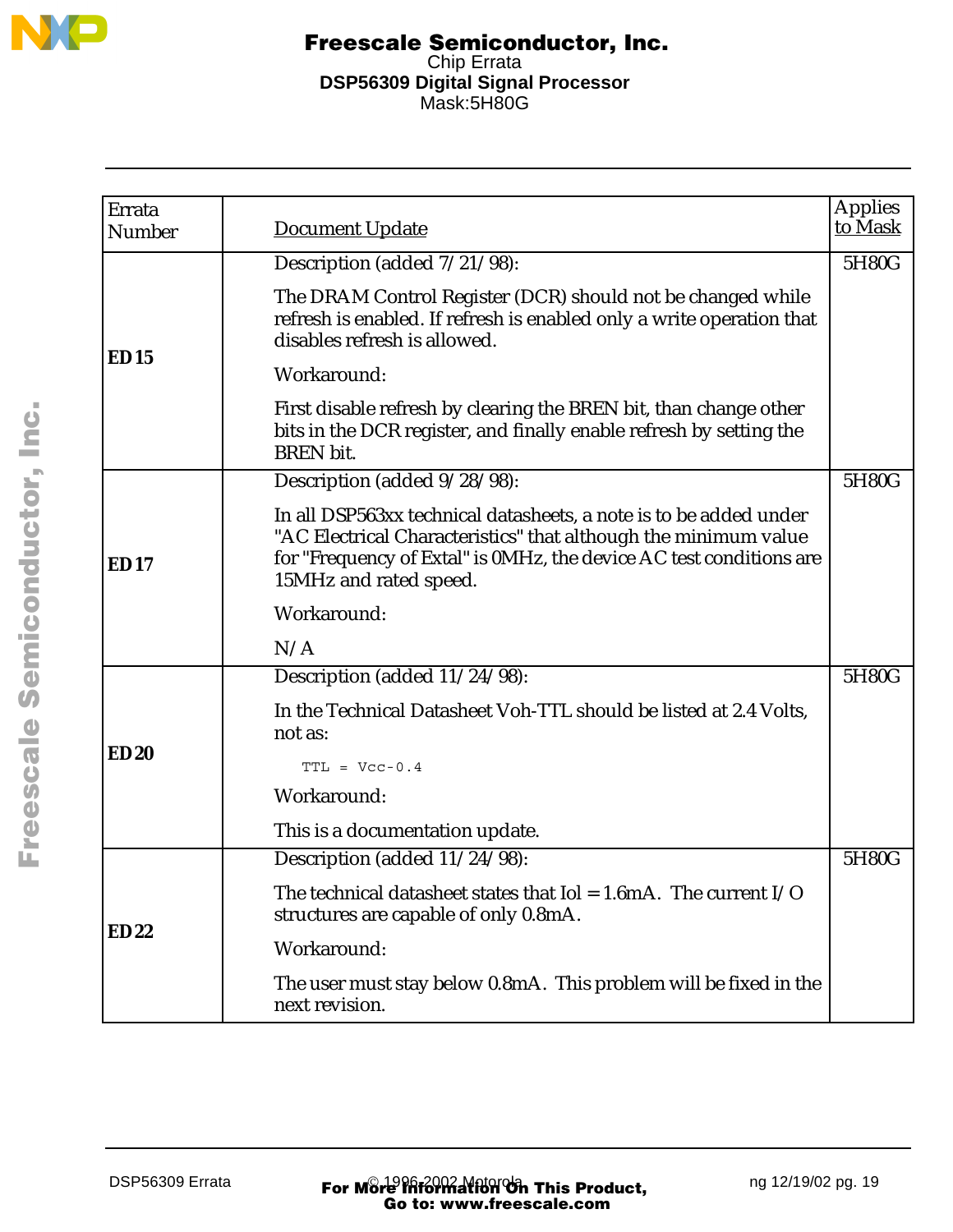| Errata Number | Document Update | Applies to Mask |
|---|---|---|
| **ED 15** | Description (added 7/21/98):<br><br>The DRAM Control Register (DCR) should not be changed while refresh is enabled. If refresh is enabled only a write operation that disables refresh is allowed.<br><br>Workaround:<br><br>First disable refresh by clearing the BREN bit, than change other bits in the DCR register, and finally enable refresh by setting the BREN bit. | 5H80G |
| **ED 17** | Description (added 9/28/98):<br><br>In all DSP563xx technical datasheets, a note is to be added under "AC Electrical Characteristics" that although the minimum value for "Frequency of Extal" is 0MHz, the device AC test conditions are 15MHz and rated speed.<br><br>Workaround:<br><br>N/A | 5H80G |
| **ED 20** | Description (added 11/24/98):<br><br>In the Technical Datasheet Voh-TTL should be listed at 2.4 Volts, not as:<br><br>`TTL = Vcc-0.4`<br><br>Workaround:<br><br>This is a documentation update. | 5H80G |
| **ED 22** | Description (added 11/24/98):<br><br>The technical datasheet states that Iol = 1.6mA. The current I/O structures are capable of only 0.8mA.<br><br>Workaround:<br><br>The user must stay below 0.8mA. This problem will be fixed in the next revision. | 5H80G |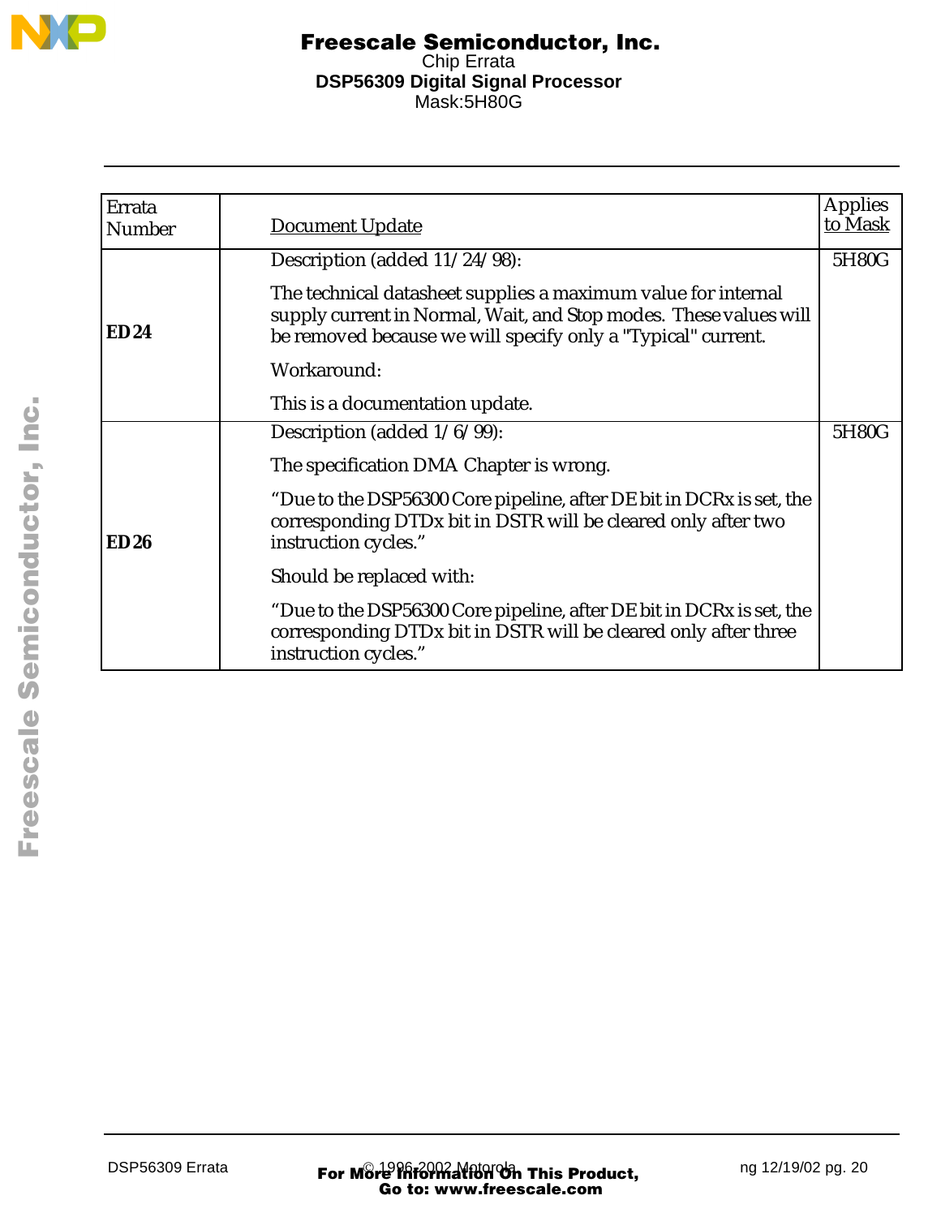| Errata Number | Document Update | Applies to Mask |
|---|---|---|
| **ED24** | Description (added 11/24/98):<br><br>The technical datasheet supplies a maximum value for internal supply current in Normal, Wait, and Stop modes. These values will be removed because we will specify only a "Typical" current.<br><br>Workaround:<br><br>This is a documentation update. | 5H80G |
| **ED26** | Description (added 1/6/99):<br><br>The specification DMA Chapter is wrong.<br><br>"Due to the DSP56300 Core pipeline, after DE bit in DCRx is set, the corresponding DTDx bit in DSTR will be cleared only after two instruction cycles."<br><br>Should be replaced with:<br><br>"Due to the DSP56300 Core pipeline, after DE bit in DCRx is set, the corresponding DTDx bit in DSTR will be cleared only after three instruction cycles." | 5H80G |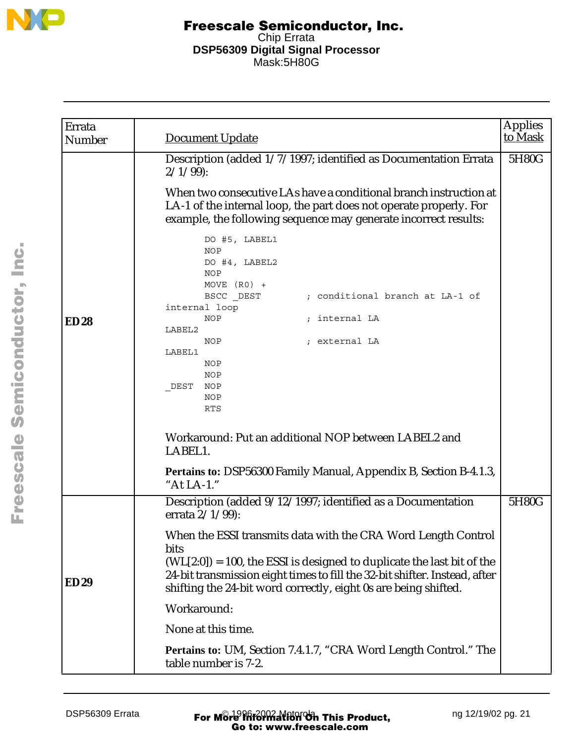| Errata Number | Document Update | Applies to Mask |
|---|---|---|
| **ED28** | Description (added 1/7/1997; identified as Documentation Errata 2/1/99):<br><br>When two consecutive LAs have a conditional branch instruction at LA-1 of the internal loop, the part does not operate properly. For example, the following sequence may generate incorrect results:<br><br>`DO #5, LABEL1`<br>`NOP`<br>`DO #4, LABEL2`<br>`NOP`<br>`MOVE (R0) +`<br>`BSCC _DEST ; conditional branch at LA-1 of internal loop`<br>`NOP ; internal LA`<br>`LABEL2`<br>`NOP ; external LA`<br>`LABEL1`<br>`NOP`<br>`NOP`<br>`_DEST NOP`<br>`NOP`<br>`RTS`<br><br>Workaround: Put an additional NOP between LABEL2 and LABEL1.<br><br>**Pertains to:** DSP56300 Family Manual, Appendix B, Section B-4.1.3, “At LA-1.” | 5H80G |
| **ED29** | Description (added 9/12/1997; identified as a Documentation errata 2/1/99):<br><br>When the ESSI transmits data with the CRA Word Length Control bits (WL[2:0]) = 100, the ESSI is designed to duplicate the last bit of the 24-bit transmission eight times to fill the 32-bit shifter. Instead, after shifting the 24-bit word correctly, eight 0s are being shifted.<br><br>Workaround:<br><br>None at this time.<br><br>**Pertains to:** UM, Section 7.4.1.7, “CRA Word Length Control.” The table number is 7-2. | 5H80G |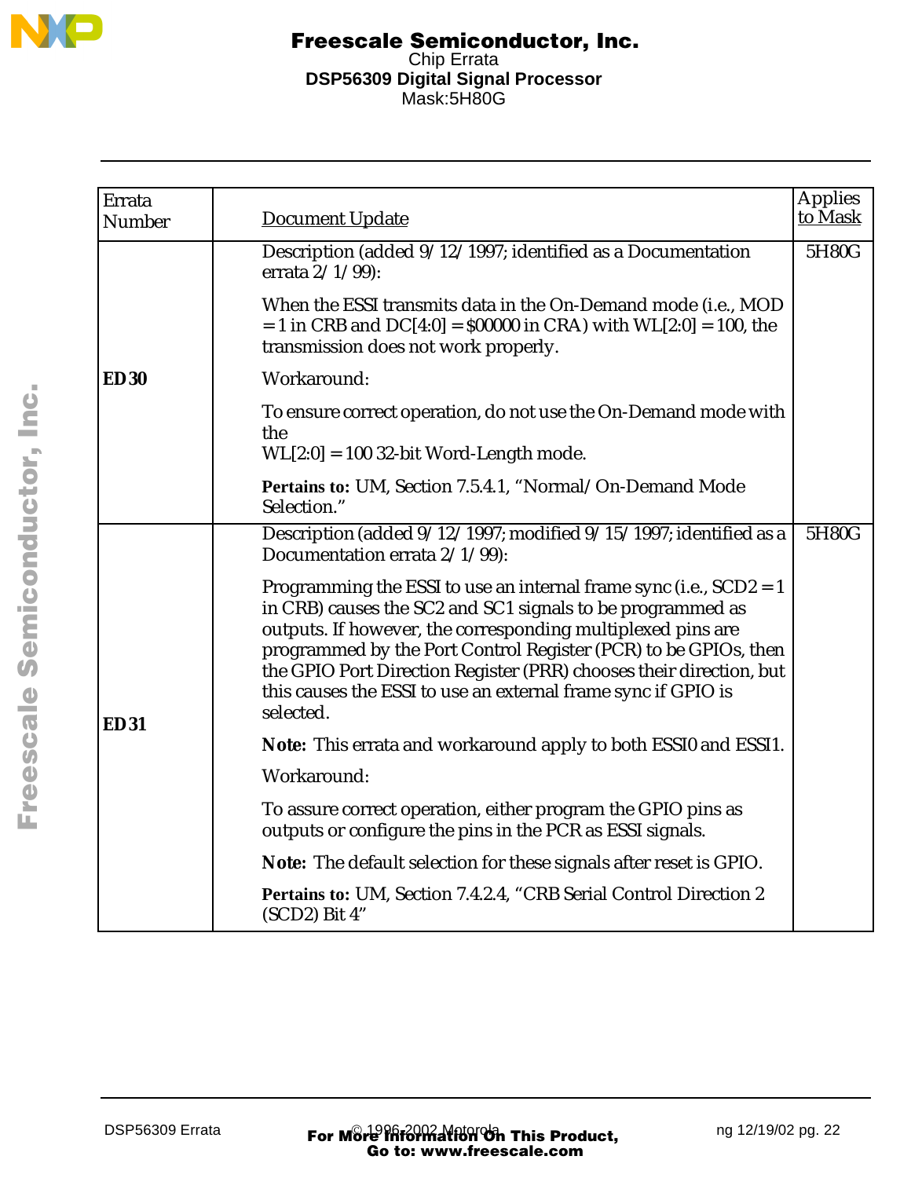| Errata Number | Document Update | Applies to Mask |
|---|---|---|
| **ED30** | Description (added 9/12/1997; identified as a Documentation errata 2/1/99):<br><br>When the ESSI transmits data in the On-Demand mode (i.e., MOD = 1 in CRB and DC[4:0] = $00000 in CRA) with WL[2:0] = 100, the transmission does not work properly.<br><br>Workaround:<br><br>To ensure correct operation, do not use the On-Demand mode with the<br>WL[2:0] = 100 32-bit Word-Length mode.<br><br>**Pertains to:** UM, Section 7.5.4.1, “Normal/On-Demand Mode Selection.” | 5H80G |
| **ED31** | Description (added 9/12/1997; modified 9/15/1997; identified as a Documentation errata 2/1/99):<br><br>Programming the ESSI to use an internal frame sync (i.e., SCD2 = 1 in CRB) causes the SC2 and SC1 signals to be programmed as outputs. If however, the corresponding multiplexed pins are programmed by the Port Control Register (PCR) to be GPIOs, then the GPIO Port Direction Register (PRR) chooses their direction, but this causes the ESSI to use an external frame sync if GPIO is selected.<br><br>**Note:** This errata and workaround apply to both ESSI0 and ESSI1.<br><br>Workaround:<br><br>To assure correct operation, either program the GPIO pins as outputs or configure the pins in the PCR as ESSI signals.<br><br>**Note:** The default selection for these signals after reset is GPIO.<br><br>**Pertains to:** UM, Section 7.4.2.4, “CRB Serial Control Direction 2 (SCD2) Bit 4” | 5H80G |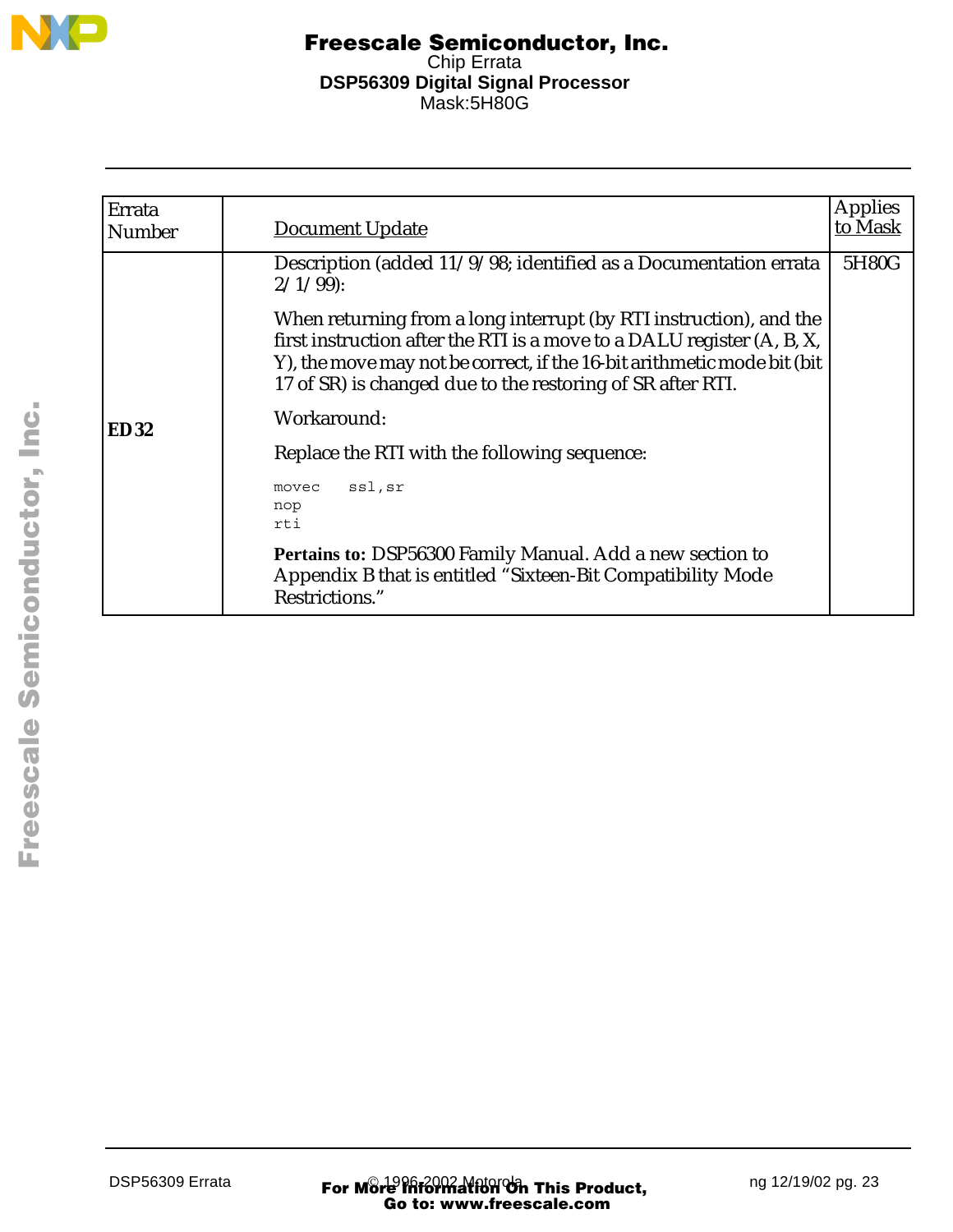| Errata Number | Document Update | Applies to Mask |
|---|---|---|
| **ED32** | Description (added 11/9/98; identified as a Documentation errata 2/1/99):<br><br>When returning from a long interrupt (by RTI instruction), and the first instruction after the RTI is a move to a DALU register (A, B, X, Y), the move may not be correct, if the 16-bit arithmetic mode bit (bit 17 of SR) is changed due to the restoring of SR after RTI.<br><br>Workaround:<br><br>Replace the RTI with the following sequence:<br><br>`movec ssl,sr`<br>`nop`<br>`rti`<br><br>**Pertains to:** DSP56300 Family Manual. Add a new section to Appendix B that is entitled “Sixteen-Bit Compatibility Mode Restrictions.” | 5H80G |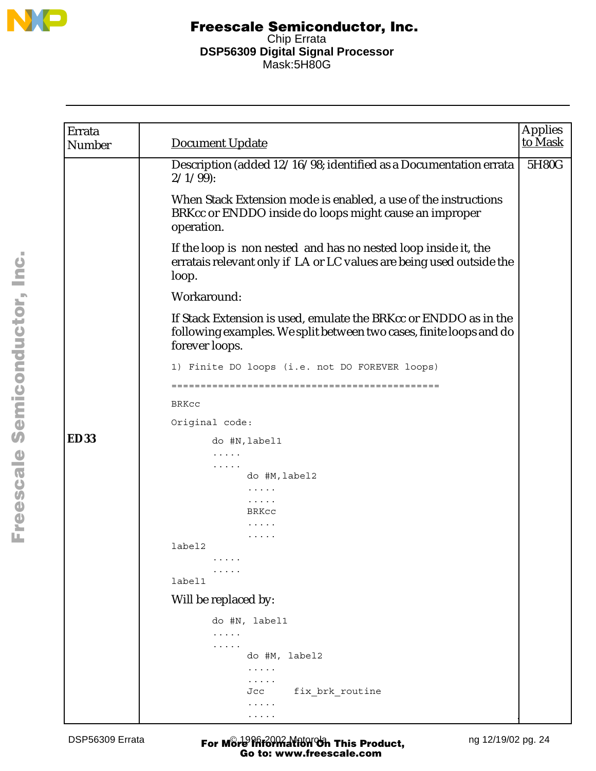| Errata Number | Document Update | Applies to Mask |
|---|---|---|
| ED33 | Description (added 12/16/98; identified as a Documentation errata 2/1/99):<br><br>When Stack Extension mode is enabled, a use of the instructions BRKcc or ENDDO inside do loops might cause an improper operation.<br><br>If the loop is non nested and has no nested loop inside it, the erratais relevant only if LA or LC values are being used outside the loop.<br><br>Workaround:<br><br>If Stack Extension is used, emulate the BRKcc or ENDDO as in the following examples. We split between two cases, finite loops and do forever loops.<br><br>`1) Finite DO loops (i.e. not DO FOREVER loops)`<br>`==============================================`<br><br>`BRKcc`<br><br>`Original code:`<br><br>`       do #N,label1`<br>`       .....`<br>`       .....`<br>`             do #M,label2`<br>`             .....`<br>`             .....`<br>`             BRKcc`<br>`             .....`<br>`             .....`<br>`label2`<br>`       .....`<br>`       .....`<br>`label1`<br><br>Will be replaced by:<br><br>`       do #N, label1`<br>`       .....`<br>`       .....`<br>`             do #M, label2`<br>`             .....`<br>`             .....`<br>`             Jcc     fix_brk_routine`<br>`             .....`<br>`             .....` | 5H80G |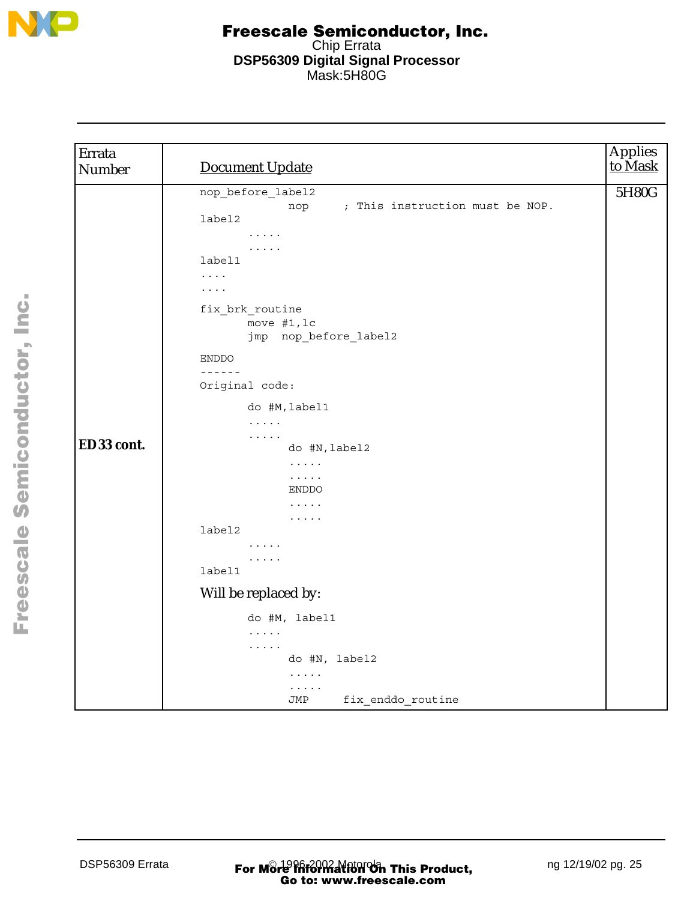| Errata Number | Document Update | Applies to Mask |
|---|---|---|
| ED 33 cont. | (see code below) | 5H80G |

```
nop_before_label2
                nop     ; This instruction must be NOP.
label2
       .....
       .....
label1
....
....
fix_brk_routine
       move #1,lc
       jmp  nop_before_label2

ENDDO
------
Original code:

       do #M,label1
       .....
       .....
             do #N,label2
             .....
             .....
             ENDDO
             .....
             .....
label2
       .....
       .....
label1
```

Will be replaced by:

```
       do #M, label1
       .....
       .....
             do #N, label2
             .....
             .....
             JMP     fix_enddo_routine
```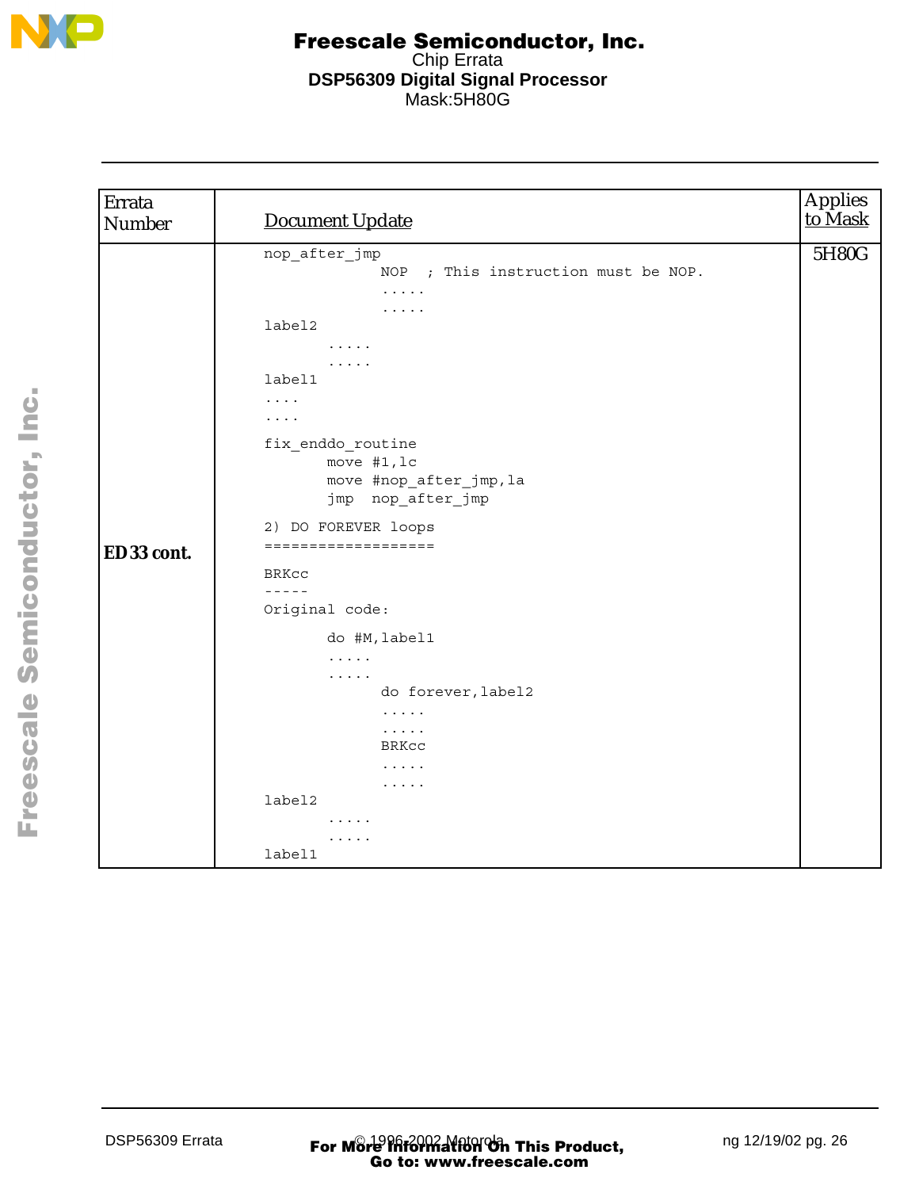| Errata Number | Document Update | Applies to Mask |
|---|---|---|
| **ED 33 cont.** | (see code below) | 5H80G |

```
nop_after_jmp
                 NOP  ; This instruction must be NOP.
                 .....
                 .....
label2
         .....
         .....
label1
....
....

fix_enddo_routine
         move #1,lc
         move #nop_after_jmp,la
         jmp  nop_after_jmp

2) DO FOREVER loops
===================

BRKcc
-----
Original code:

         do #M,label1
         .....
         .....
                 do forever,label2
                 .....
                 .....
                 BRKcc
                 .....
                 .....
label2
         .....
         .....
label1
```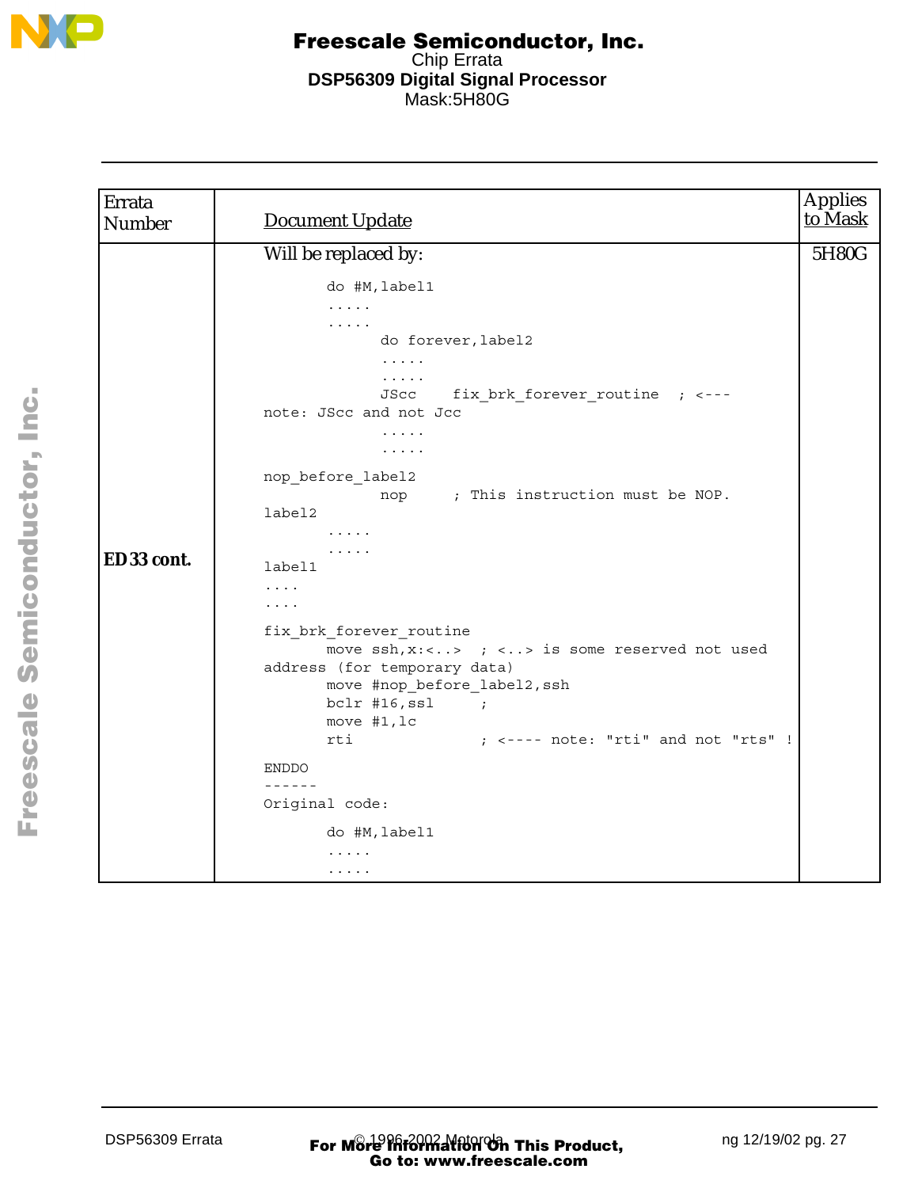| Errata Number | Document Update | Applies to Mask |
|---|---|---|
| ED 33 cont. | Will be replaced by: (see code below) | 5H80G |

```
        do #M,label1
        .....
        .....
              do forever,label2
              .....
              .....
              JScc    fix_brk_forever_routine  ; <---
note: JScc and not Jcc
              .....
              .....

nop_before_label2
              nop     ; This instruction must be NOP.
label2
        .....
        .....
label1
....
....

fix_brk_forever_routine
        move ssh,x:<..>  ; <..> is some reserved not used
address (for temporary data)
        move #nop_before_label2,ssh
        bclr #16,ssl     ;
        move #1,lc
        rti              ; <---- note: "rti" and not "rts" !

ENDDO
------
Original code:

        do #M,label1
        .....
        .....
```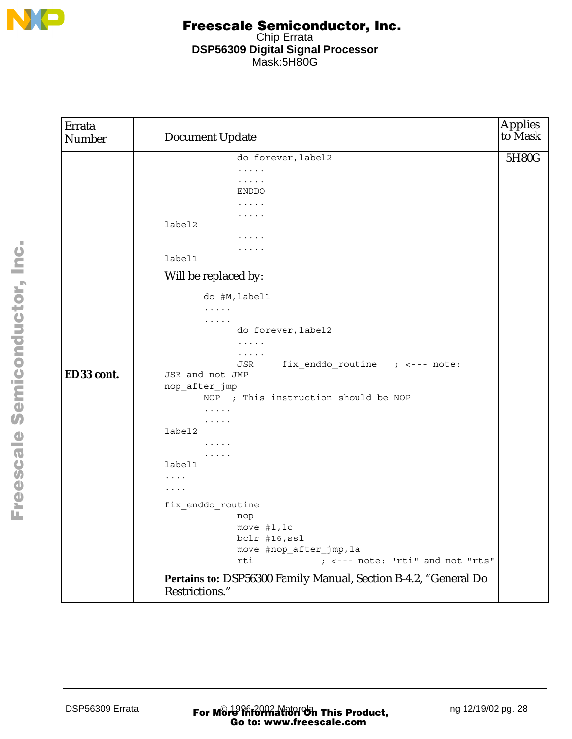| Errata Number | Document Update | Applies to Mask |
|---|---|---|
| ED 33 cont. | (see below) | 5H80G |

```
                do forever,label2
                .....
                .....
                ENDDO
                .....
                .....
label2
                .....
                .....
label1
```

Will be replaced by:

```
        do #M,label1
        .....
        .....
                do forever,label2
                .....
                .....
                JSR     fix_enddo_routine   ; <--- note:
JSR and not JMP
nop_after_jmp
        NOP  ; This instruction should be NOP
        .....
        .....
label2
        .....
        .....
label1
....
....
fix_enddo_routine
                nop
                move #1,lc
                bclr #16,ssl
                move #nop_after_jmp,la
                rti             ; <--- note: "rti" and not "rts"
```

**Pertains to:** DSP56300 Family Manual, Section B-4.2, “General Do Restrictions.”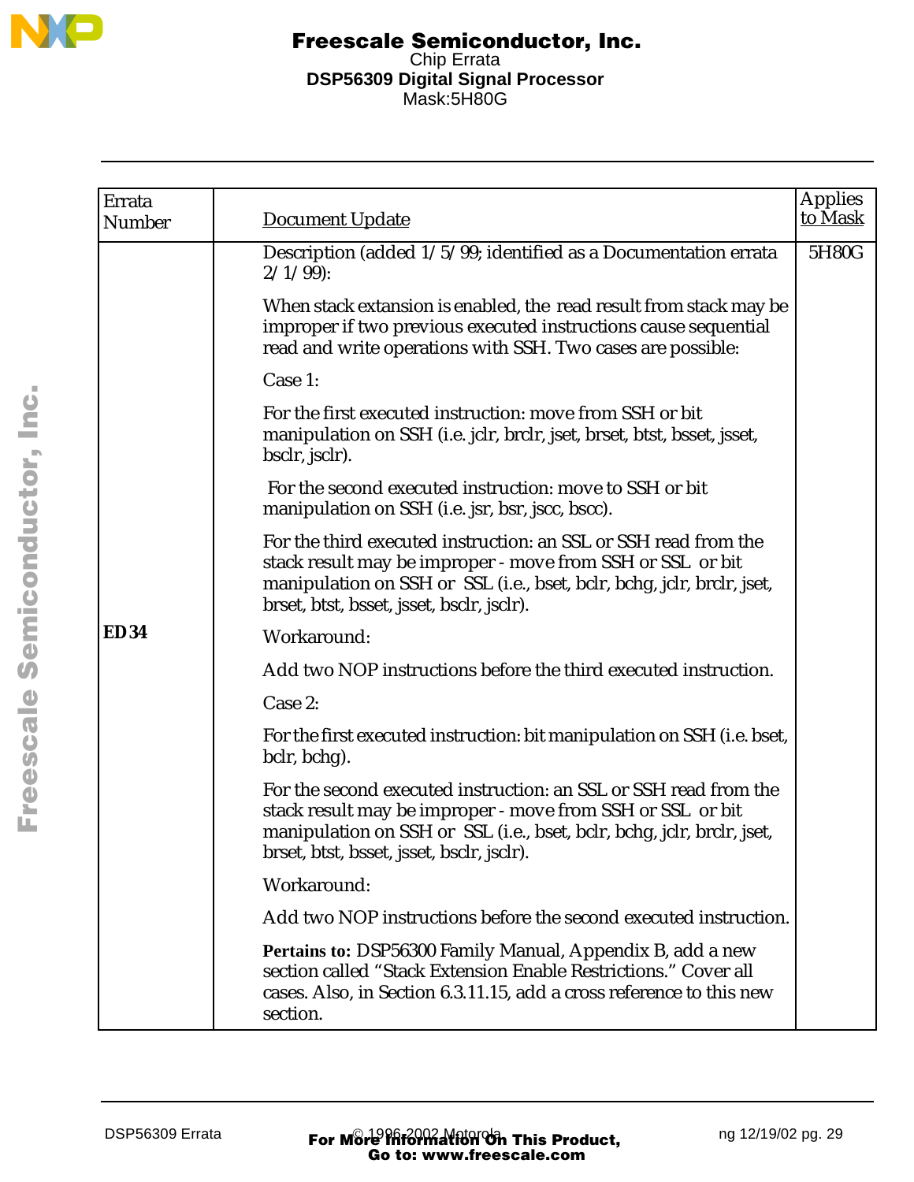| Errata Number | Document Update | Applies to Mask |
|---|---|---|
| ED34 | Description (added 1/5/99; identified as a Documentation errata 2/1/99):<br><br>When stack extension is enabled, the read result from stack may be improper if two previous executed instructions cause sequential read and write operations with SSH. Two cases are possible:<br><br>Case 1:<br><br>For the first executed instruction: move from SSH or bit manipulation on SSH (i.e. jclr, brclr, jset, brset, btst, bsset, jsset, bsclr, jsclr).<br><br>For the second executed instruction: move to SSH or bit manipulation on SSH (i.e. jsr, bsr, jscc, bscc).<br><br>For the third executed instruction: an SSL or SSH read from the stack result may be improper - move from SSH or SSL or bit manipulation on SSH or SSL (i.e., bset, bclr, bchg, jclr, brclr, jset, brset, btst, bsset, jsset, bsclr, jsclr).<br><br>Workaround:<br><br>Add two NOP instructions before the third executed instruction.<br><br>Case 2:<br><br>For the first executed instruction: bit manipulation on SSH (i.e. bset, bclr, bchg).<br><br>For the second executed instruction: an SSL or SSH read from the stack result may be improper - move from SSH or SSL or bit manipulation on SSH or SSL (i.e., bset, bclr, bchg, jclr, brclr, jset, brset, btst, bsset, jsset, bsclr, jsclr).<br><br>Workaround:<br><br>Add two NOP instructions before the second executed instruction.<br><br>**Pertains to:** DSP56300 Family Manual, Appendix B, add a new section called "Stack Extension Enable Restrictions." Cover all cases. Also, in Section 6.3.11.15, add a cross reference to this new section. | 5H80G |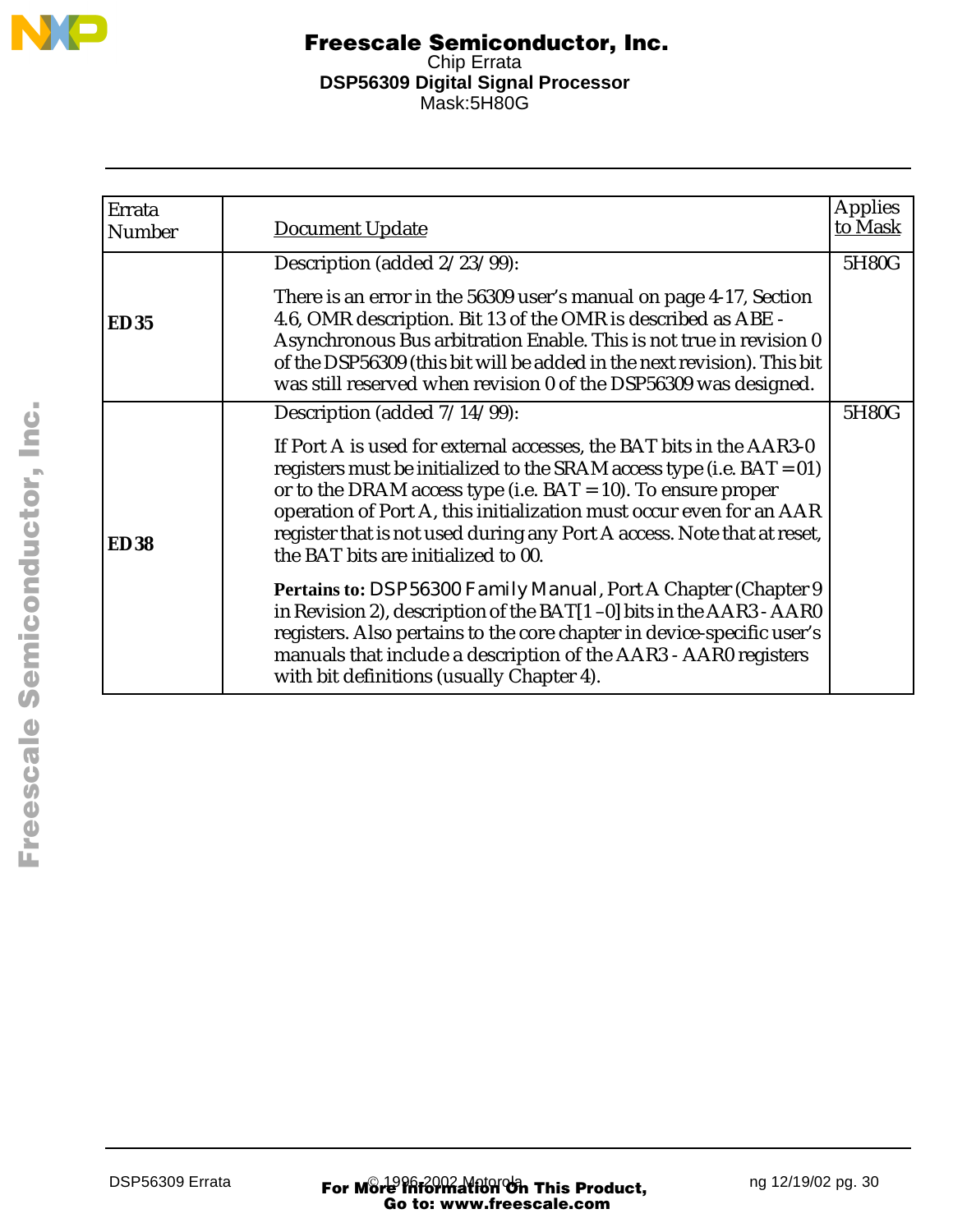| Errata Number | Document Update | Applies to Mask |
|---|---|---|
| **ED 35** | Description (added 2/23/99):<br><br>There is an error in the 56309 user's manual on page 4-17, Section 4.6, OMR description. Bit 13 of the OMR is described as ABE - Asynchronous Bus arbitration Enable. This is not true in revision 0 of the DSP56309 (this bit will be added in the next revision). This bit was still reserved when revision 0 of the DSP56309 was designed. | 5H80G |
| **ED 38** | Description (added 7/14/99):<br><br>If Port A is used for external accesses, the BAT bits in the AAR3-0 registers must be initialized to the SRAM access type (i.e. BAT = 01) or to the DRAM access type (i.e. BAT = 10). To ensure proper operation of Port A, this initialization must occur even for an AAR register that is not used during any Port A access. Note that at reset, the BAT bits are initialized to 00.<br><br>**Pertains to:** *DSP56300 Family Manual*, Port A Chapter (Chapter 9 in Revision 2), description of the BAT[1–0] bits in the AAR3 - AAR0 registers. Also pertains to the core chapter in device-specific user's manuals that include a description of the AAR3 - AAR0 registers with bit definitions (usually Chapter 4). | 5H80G |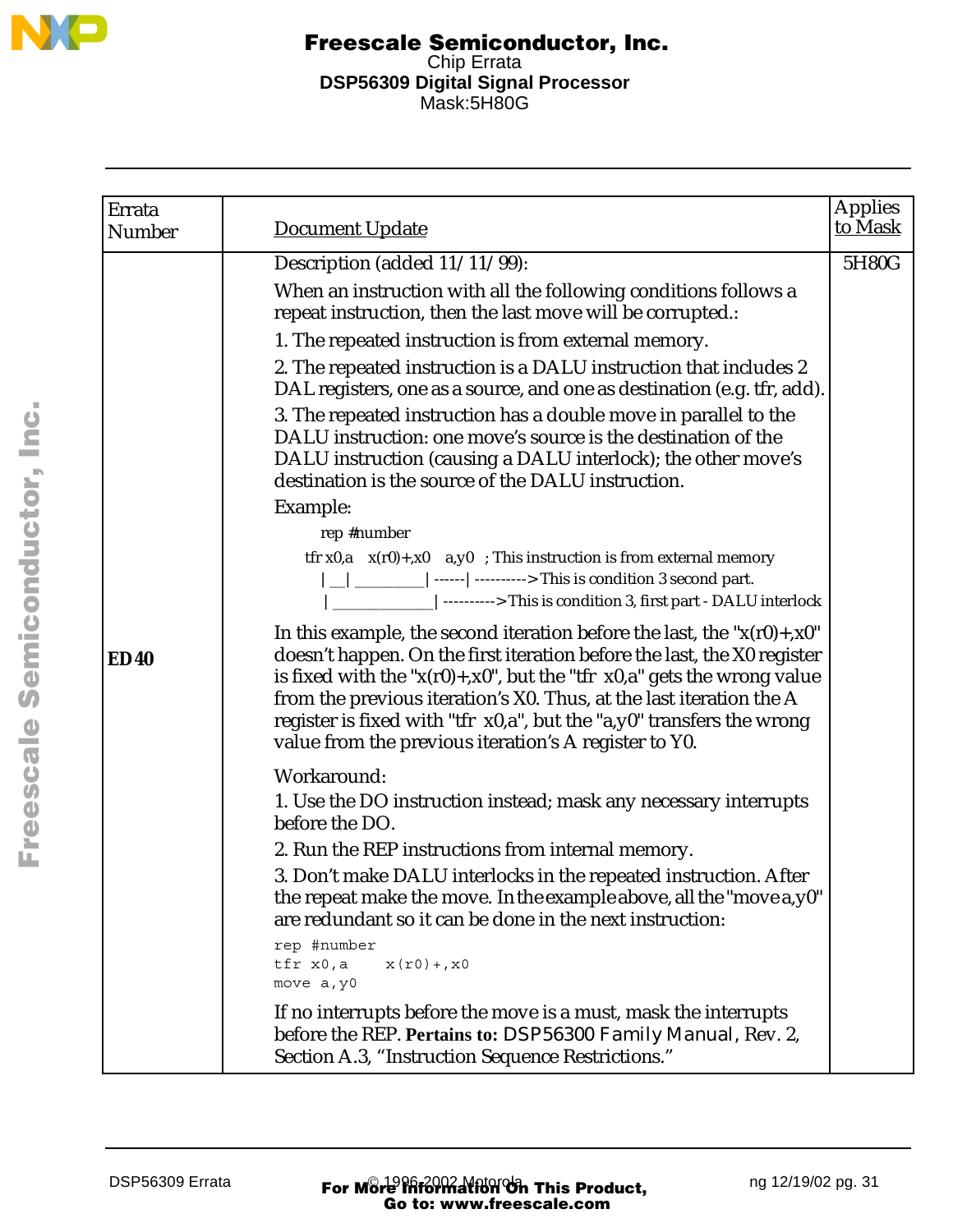| Errata Number | Document Update | Applies to Mask |
|---|---|---|
| ED40 | Description (added 11/11/99):<br><br>When an instruction with all the following conditions follows a repeat instruction, then the last move will be corrupted.:<br><br>1. The repeated instruction is from external memory.<br><br>2. The repeated instruction is a DALU instruction that includes 2 DAL registers, one as a source, and one as destination (e.g. tfr, add).<br><br>3. The repeated instruction has a double move in parallel to the DALU instruction: one move's source is the destination of the DALU instruction (causing a DALU interlock); the other move's destination is the source of the DALU instruction.<br><br>Example:<br><br>rep #number<br>tfr x0,a    x(r0)+,x0    a,y0   ; This instruction is from external memory<br>\|__\| _________\| ------\| ---------->This is condition 3 second part.<br>\|_____________\| ---------->This is condition 3, first part - DALU interlock<br><br>In this example, the second iteration before the last, the "x(r0)+,x0" doesn't happen. On the first iteration before the last, the X0 register is fixed with the "x(r0)+,x0", but the "tfr x0,a" gets the wrong value from the previous iteration's X0. Thus, at the last iteration the A register is fixed with "tfr x0,a", but the "a,y0" transfers the wrong value from the previous iteration's A register to Y0.<br><br>Workaround:<br><br>1. Use the DO instruction instead; mask any necessary interrupts before the DO.<br><br>2. Run the REP instructions from internal memory.<br><br>3. Don't make DALU interlocks in the repeated instruction. After the repeat make the move. In the example above, all the "move a,y0" are redundant so it can be done in the next instruction:<br><br>`rep #number`<br>`tfr x0,a     x(r0)+,x0`<br>`move a,y0`<br><br>If no interrupts before the move is a must, mask the interrupts before the REP. **Pertains to:** *DSP56300 Family Manual*, Rev. 2, Section A.3, "Instruction Sequence Restrictions." | 5H80G |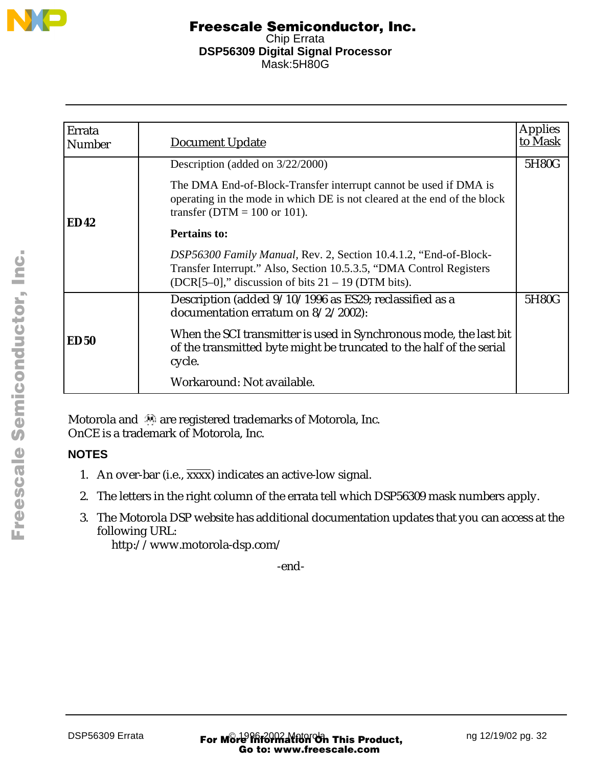| Errata Number | Document Update | Applies to Mask |
|---|---|---|
| **ED42** | Description (added on 3/22/2000)<br><br>The DMA End-of-Block-Transfer interrupt cannot be used if DMA is operating in the mode in which DE is not cleared at the end of the block transfer (DTM = 100 or 101).<br><br>**Pertains to:**<br><br>*DSP56300 Family Manual*, Rev. 2, Section 10.4.1.2, “End-of-Block-Transfer Interrupt.” Also, Section 10.5.3.5, “DMA Control Registers (DCR[5–0],” discussion of bits 21 – 19 (DTM bits). | 5H80G |
| **ED50** | Description (added 9/10/1996 as ES29; reclassified as a documentation erratum on 8/2/2002):<br><br>When the SCI transmitter is used in Synchronous mode, the last bit of the transmitted byte might be truncated to the half of the serial cycle.<br><br>Workaround: Not available. | 5H80G |

Motorola and Ⓜ are registered trademarks of Motorola, Inc.
OnCE is a trademark of Motorola, Inc.

**NOTES**

1. An over-bar (i.e., $\overline{\text{xxxx}}$) indicates an active-low signal.
2. The letters in the right column of the errata tell which DSP56309 mask numbers apply.
3. The Motorola DSP website has additional documentation updates that you can access at the following URL:
   http://www.motorola-dsp.com/

-end-